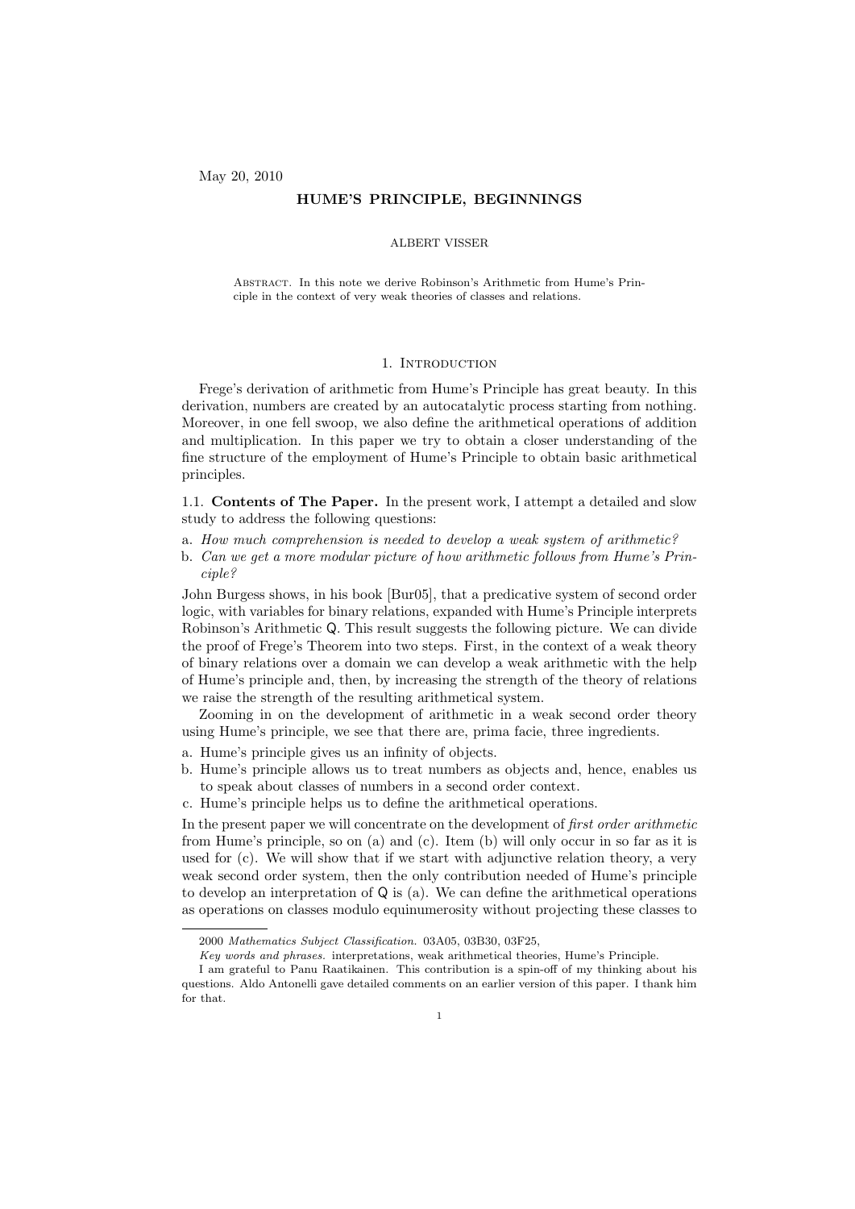May 20, 2010

# HUME'S PRINCIPLE, BEGINNINGS

ALBERT VISSER

Abstract. In this note we derive Robinson's Arithmetic from Hume's Principle in the context of very weak theories of classes and relations.

## 1. Introduction

Frege's derivation of arithmetic from Hume's Principle has great beauty. In this derivation, numbers are created by an autocatalytic process starting from nothing. Moreover, in one fell swoop, we also define the arithmetical operations of addition and multiplication. In this paper we try to obtain a closer understanding of the fine structure of the employment of Hume's Principle to obtain basic arithmetical principles.

### 1.1. Contents of The Paper.

In the present work, I attempt a detailed and slow study to address the following questions:

a. *How much comprehension is needed to develop a weak system of arithmetic?*
b. *Can we get a more modular picture of how arithmetic follows from Hume's Principle?*

John Burgess shows, in his book [Bur05], that a predicative system of second order logic, with variables for binary relations, expanded with Hume's Principle interprets Robinson's Arithmetic Q. This result suggests the following picture. We can divide the proof of Frege's Theorem into two steps. First, in the context of a weak theory of binary relations over a domain we can develop a weak arithmetic with the help of Hume's principle and, then, by increasing the strength of the theory of relations we raise the strength of the resulting arithmetical system.

Zooming in on the development of arithmetic in a weak second order theory using Hume's principle, we see that there are, prima facie, three ingredients.

a. Hume's principle gives us an infinity of objects.
b. Hume's principle allows us to treat numbers as objects and, hence, enables us to speak about classes of numbers in a second order context.
c. Hume's principle helps us to define the arithmetical operations.

In the present paper we will concentrate on the development of *first order arithmetic* from Hume's principle, so on (a) and (c). Item (b) will only occur in so far as it is used for (c). We will show that if we start with adjunctive relation theory, a very weak second order system, then the only contribution needed of Hume's principle to develop an interpretation of Q is (a). We can define the arithmetical operations as operations on classes modulo equinumerosity without projecting these classes to

---

2000 *Mathematics Subject Classification.* 03A05, 03B30, 03F25,

*Key words and phrases.* interpretations, weak arithmetical theories, Hume's Principle.

I am grateful to Panu Raatikainen. This contribution is a spin-off of my thinking about his questions. Aldo Antonelli gave detailed comments on an earlier version of this paper. I thank him for that.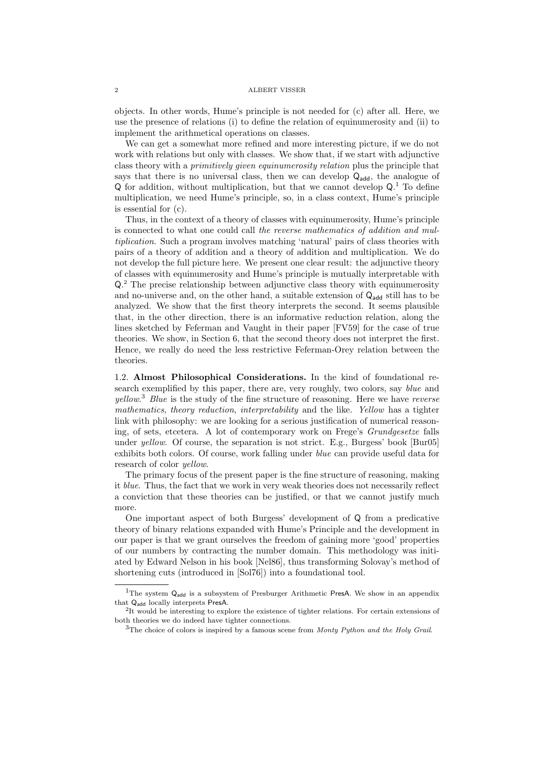objects. In other words, Hume's principle is not needed for (c) after all. Here, we use the presence of relations (i) to define the relation of equinumerosity and (ii) to implement the arithmetical operations on classes.

We can get a somewhat more refined and more interesting picture, if we do not work with relations but only with classes. We show that, if we start with adjunctive class theory with a *primitively given equinumerosity relation* plus the principle that says that there is no universal class, then we can develop $\mathsf{Q}_{\mathsf{add}}$, the analogue of $\mathsf{Q}$ for addition, without multiplication, but that we cannot develop $\mathsf{Q}$.[1] To define multiplication, we need Hume's principle, so, in a class context, Hume's principle is essential for (c).

Thus, in the context of a theory of classes with equinumerosity, Hume's principle is connected to what one could call *the reverse mathematics of addition and multiplication*. Such a program involves matching 'natural' pairs of class theories with pairs of a theory of addition and a theory of addition and multiplication. We do not develop the full picture here. We present one clear result: the adjunctive theory of classes with equinumerosity and Hume's principle is mutually interpretable with $\mathsf{Q}$.[2] The precise relationship between adjunctive class theory with equinumerosity and no-universe and, on the other hand, a suitable extension of $\mathsf{Q}_{\mathsf{add}}$ still has to be analyzed. We show that the first theory interprets the second. It seems plausible that, in the other direction, there is an informative reduction relation, along the lines sketched by Feferman and Vaught in their paper [FV59] for the case of true theories. We show, in Section 6, that the second theory does not interpret the first. Hence, we really do need the less restrictive Feferman-Orey relation between the theories.

## 1.2. Almost Philosophical Considerations.

In the kind of foundational research exemplified by this paper, there are, very roughly, two colors, say *blue* and *yellow*.[3] *Blue* is the study of the fine structure of reasoning. Here we have *reverse mathematics*, *theory reduction*, *interpretability* and the like. *Yellow* has a tighter link with philosophy: we are looking for a serious justification of numerical reasoning, of sets, etcetera. A lot of contemporary work on Frege's *Grundgesetze* falls under *yellow*. Of course, the separation is not strict. E.g., Burgess' book [Bur05] exhibits both colors. Of course, work falling under *blue* can provide useful data for research of color *yellow*.

The primary focus of the present paper is the fine structure of reasoning, making it *blue*. Thus, the fact that we work in very weak theories does not necessarily reflect a conviction that these theories can be justified, or that we cannot justify much more.

One important aspect of both Burgess' development of $\mathsf{Q}$ from a predicative theory of binary relations expanded with Hume's Principle and the development in our paper is that we grant ourselves the freedom of gaining more 'good' properties of our numbers by contracting the number domain. This methodology was initiated by Edward Nelson in his book [Nel86], thus transforming Solovay's method of shortening cuts (introduced in [Sol76]) into a foundational tool.

---

[1] The system $\mathsf{Q}_{\mathsf{add}}$ is a subsystem of Presburger Arithmetic $\mathsf{PresA}$. We show in an appendix that $\mathsf{Q}_{\mathsf{add}}$ locally interprets $\mathsf{PresA}$.

[2] It would be interesting to explore the existence of tighter relations. For certain extensions of both theories we do indeed have tighter connections.

[3] The choice of colors is inspired by a famous scene from *Monty Python and the Holy Grail*.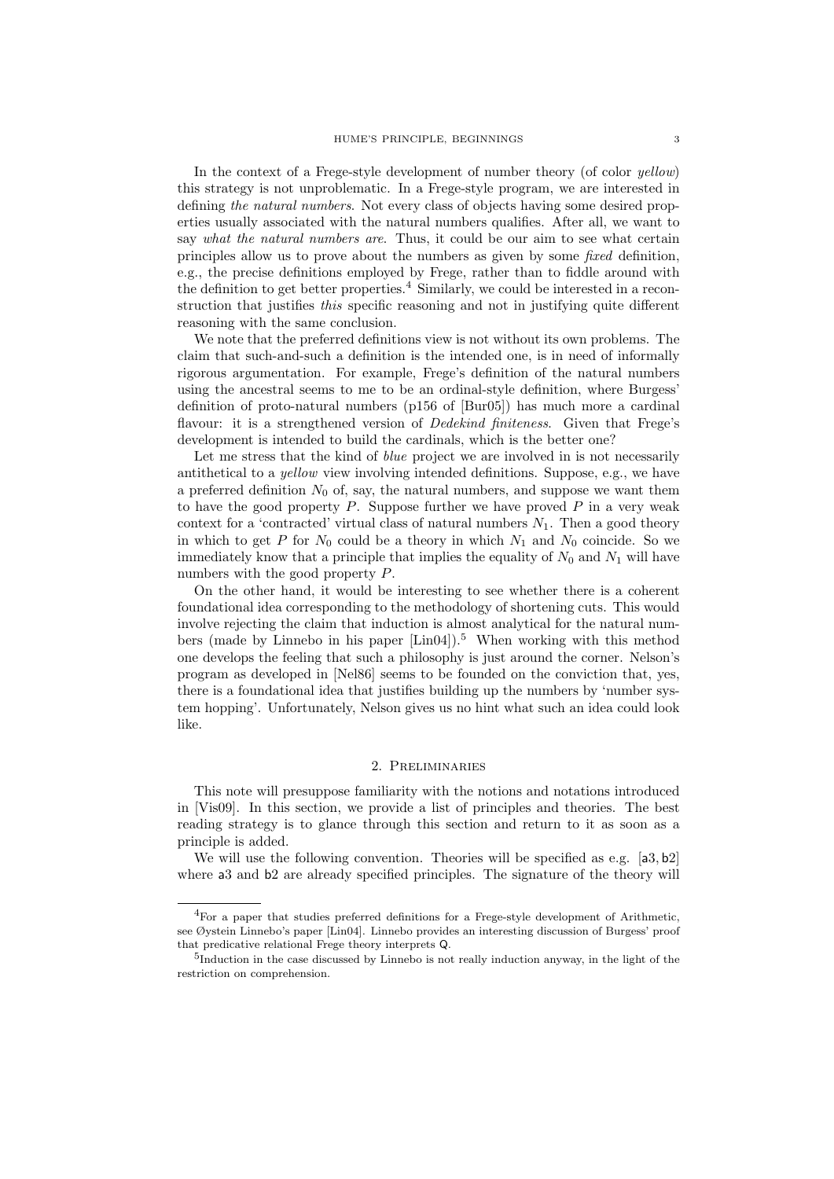In the context of a Frege-style development of number theory (of color *yellow*) this strategy is not unproblematic. In a Frege-style program, we are interested in defining *the natural numbers*. Not every class of objects having some desired properties usually associated with the natural numbers qualifies. After all, we want to say *what the natural numbers are*. Thus, it could be our aim to see what certain principles allow us to prove about the numbers as given by some *fixed* definition, e.g., the precise definitions employed by Frege, rather than to fiddle around with the definition to get better properties.[4] Similarly, we could be interested in a reconstruction that justifies *this* specific reasoning and not in justifying quite different reasoning with the same conclusion.

We note that the preferred definitions view is not without its own problems. The claim that such-and-such a definition is the intended one, is in need of informally rigorous argumentation. For example, Frege's definition of the natural numbers using the ancestral seems to me to be an ordinal-style definition, where Burgess' definition of proto-natural numbers (p156 of [Bur05]) has much more a cardinal flavour: it is a strengthened version of *Dedekind finiteness*. Given that Frege's development is intended to build the cardinals, which is the better one?

Let me stress that the kind of *blue* project we are involved in is not necessarily antithetical to a *yellow* view involving intended definitions. Suppose, e.g., we have a preferred definition $N_0$ of, say, the natural numbers, and suppose we want them to have the good property $P$. Suppose further we have proved $P$ in a very weak context for a 'contracted' virtual class of natural numbers $N_1$. Then a good theory in which to get $P$ for $N_0$ could be a theory in which $N_1$ and $N_0$ coincide. So we immediately know that a principle that implies the equality of $N_0$ and $N_1$ will have numbers with the good property $P$.

On the other hand, it would be interesting to see whether there is a coherent foundational idea corresponding to the methodology of shortening cuts. This would involve rejecting the claim that induction is almost analytical for the natural numbers (made by Linnebo in his paper [Lin04]).[5] When working with this method one develops the feeling that such a philosophy is just around the corner. Nelson's program as developed in [Nel86] seems to be founded on the conviction that, yes, there is a foundational idea that justifies building up the numbers by 'number system hopping'. Unfortunately, Nelson gives us no hint what such an idea could look like.

## 2. Preliminaries

This note will presuppose familiarity with the notions and notations introduced in [Vis09]. In this section, we provide a list of principles and theories. The best reading strategy is to glance through this section and return to it as soon as a principle is added.

We will use the following convention. Theories will be specified as e.g. [a3, b2] where a3 and b2 are already specified principles. The signature of the theory will

---

[4] For a paper that studies preferred definitions for a Frege-style development of Arithmetic, see Øystein Linnebo's paper [Lin04]. Linnebo provides an interesting discussion of Burgess' proof that predicative relational Frege theory interprets Q.

[5] Induction in the case discussed by Linnebo is not really induction anyway, in the light of the restriction on comprehension.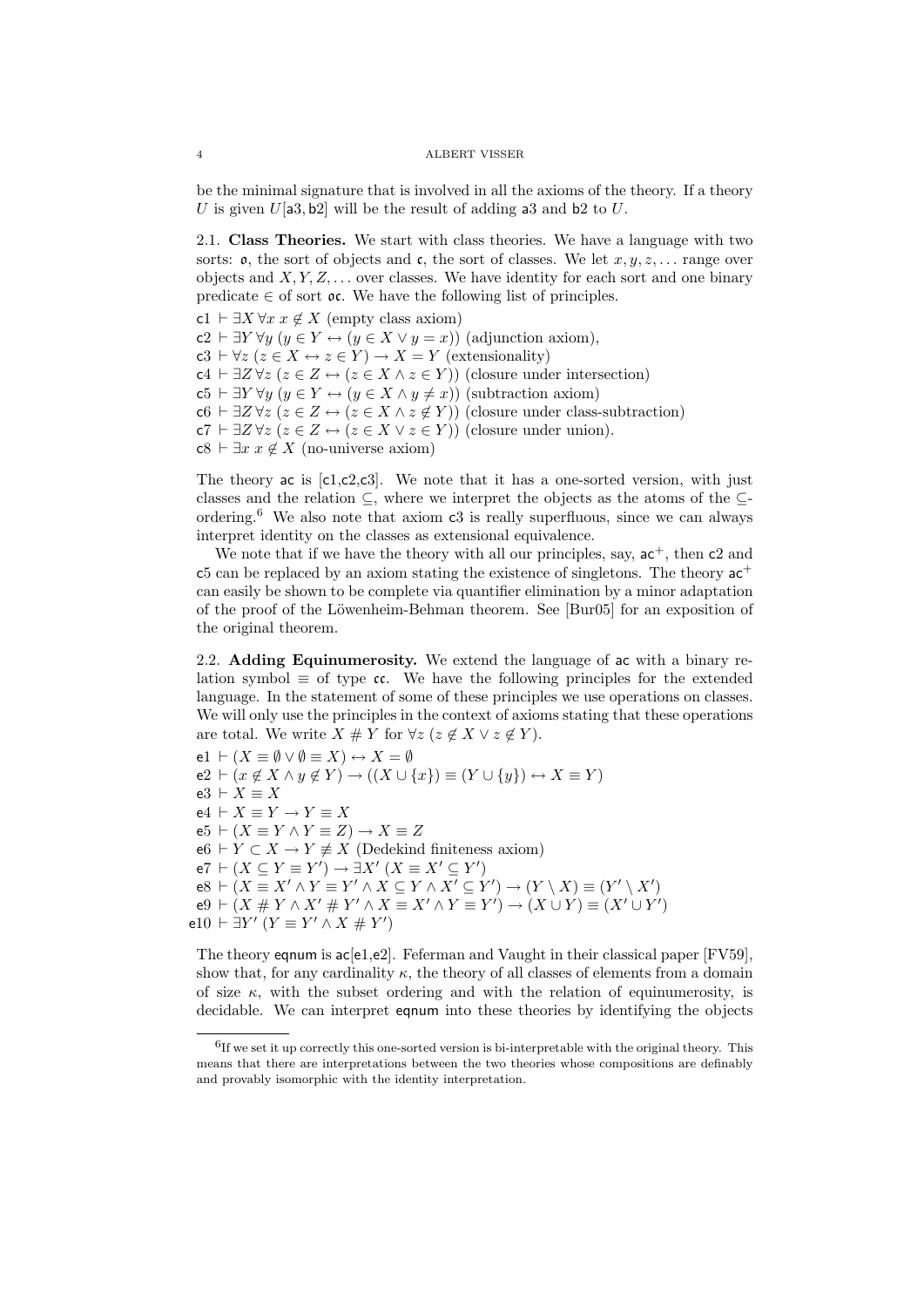be the minimal signature that is involved in all the axioms of the theory. If a theory $U$ is given $U[\mathsf{a3}, \mathsf{b2}]$ will be the result of adding a3 and b2 to $U$.

### 2.1. Class Theories.

We start with class theories. We have a language with two sorts: $\mathfrak{o}$, the sort of objects and $\mathfrak{c}$, the sort of classes. We let $x, y, z, \dots$ range over objects and $X, Y, Z, \dots$ over classes. We have identity for each sort and one binary predicate $\in$ of sort $\mathfrak{oc}$. We have the following list of principles.

- c1 $\vdash \exists X\, \forall x\; x \notin X$ (empty class axiom)
- c2 $\vdash \exists Y\, \forall y\; (y \in Y \leftrightarrow (y \in X \vee y = x))$ (adjunction axiom),
- c3 $\vdash \forall z\; (z \in X \leftrightarrow z \in Y) \to X = Y$ (extensionality)
- c4 $\vdash \exists Z\, \forall z\; (z \in Z \leftrightarrow (z \in X \wedge z \in Y))$ (closure under intersection)
- c5 $\vdash \exists Y\, \forall y\; (y \in Y \leftrightarrow (y \in X \wedge y \neq x))$ (subtraction axiom)
- c6 $\vdash \exists Z\, \forall z\; (z \in Z \leftrightarrow (z \in X \wedge z \notin Y))$ (closure under class-subtraction)
- c7 $\vdash \exists Z\, \forall z\; (z \in Z \leftrightarrow (z \in X \vee z \in Y))$ (closure under union).
- c8 $\vdash \exists x\; x \notin X$ (no-universe axiom)

The theory ac is [c1,c2,c3]. We note that it has a one-sorted version, with just classes and the relation $\subseteq$, where we interpret the objects as the atoms of the $\subseteq$-ordering.[6] We also note that axiom c3 is really superfluous, since we can always interpret identity on the classes as extensional equivalence.

We note that if we have the theory with all our principles, say, $\mathsf{ac}^+$, then c2 and c5 can be replaced by an axiom stating the existence of singletons. The theory $\mathsf{ac}^+$ can easily be shown to be complete via quantifier elimination by a minor adaptation of the proof of the Löwenheim-Behman theorem. See [Bur05] for an exposition of the original theorem.

### 2.2. Adding Equinumerosity.

We extend the language of ac with a binary relation symbol $\equiv$ of type $\mathfrak{cc}$. We have the following principles for the extended language. In the statement of some of these principles we use operations on classes. We will only use the principles in the context of axioms stating that these operations are total. We write $X \# Y$ for $\forall z\; (z \notin X \vee z \notin Y)$.

- e1 $\vdash (X \equiv \emptyset \vee \emptyset \equiv X) \leftrightarrow X = \emptyset$
- e2 $\vdash (x \notin X \wedge y \notin Y) \to ((X \cup \{x\}) \equiv (Y \cup \{y\}) \leftrightarrow X \equiv Y)$
- e3 $\vdash X \equiv X$
- e4 $\vdash X \equiv Y \to Y \equiv X$
- e5 $\vdash (X \equiv Y \wedge Y \equiv Z) \to X \equiv Z$
- e6 $\vdash Y \subset X \to Y \not\equiv X$ (Dedekind finiteness axiom)
- e7 $\vdash (X \subseteq Y \equiv Y') \to \exists X'\; (X \equiv X' \subseteq Y')$
- e8 $\vdash (X \equiv X' \wedge Y \equiv Y' \wedge X \subseteq Y \wedge X' \subseteq Y') \to (Y \setminus X) \equiv (Y' \setminus X')$
- e9 $\vdash (X \# Y \wedge X' \# Y' \wedge X \equiv X' \wedge Y \equiv Y') \to (X \cup Y) \equiv (X' \cup Y')$
- e10 $\vdash \exists Y'\; (Y \equiv Y' \wedge X \# Y')$

The theory eqnum is ac[e1,e2]. Feferman and Vaught in their classical paper [FV59], show that, for any cardinality $\kappa$, the theory of all classes of elements from a domain of size $\kappa$, with the subset ordering and with the relation of equinumerosity, is decidable. We can interpret eqnum into these theories by identifying the objects

[6] If we set it up correctly this one-sorted version is bi-interpretable with the original theory. This means that there are interpretations between the two theories whose compositions are definably and provably isomorphic with the identity interpretation.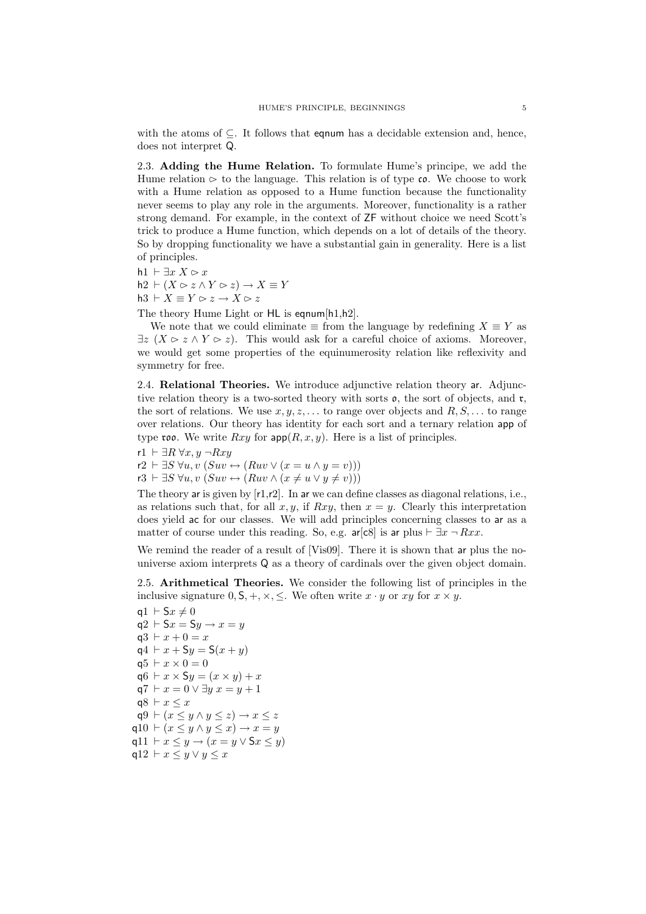with the atoms of $\subseteq$. It follows that $\mathsf{eqnum}$ has a decidable extension and, hence, does not interpret $\mathsf{Q}$.

**2.3. Adding the Hume Relation.** To formulate Hume's principe, we add the Hume relation $\rhd$ to the language. This relation is of type $\mathfrak{co}$. We choose to work with a Hume relation as opposed to a Hume function because the functionality never seems to play any role in the arguments. Moreover, functionality is a rather strong demand. For example, in the context of ZF without choice we need Scott's trick to produce a Hume function, which depends on a lot of details of the theory. So by dropping functionality we have a substantial gain in generality. Here is a list of principles.

h1 $\vdash \exists x \; X \rhd x$

h2 $\vdash (X \rhd z \wedge Y \rhd z) \to X \equiv Y$

h3 $\vdash X \equiv Y \rhd z \to X \rhd z$

The theory Hume Light or HL is $\mathsf{eqnum}$[h1,h2].

We note that we could eliminate $\equiv$ from the language by redefining $X \equiv Y$ as $\exists z \; (X \rhd z \wedge Y \rhd z)$. This would ask for a careful choice of axioms. Moreover, we would get some properties of the equinumerosity relation like reflexivity and symmetry for free.

**2.4. Relational Theories.** We introduce adjunctive relation theory $\mathsf{ar}$. Adjunctive relation theory is a two-sorted theory with sorts $\mathfrak{o}$, the sort of objects, and $\mathfrak{r}$, the sort of relations. We use $x, y, z, \ldots$ to range over objects and $R, S, \ldots$ to range over relations. Our theory has identity for each sort and a ternary relation $\mathsf{app}$ of type $\mathfrak{roo}$. We write $Rxy$ for $\mathsf{app}(R, x, y)$. Here is a list of principles.

r1 $\vdash \exists R \; \forall x, y \; \neg Rxy$

r2 $\vdash \exists S \; \forall u, v \; (Suv \leftrightarrow (Ruv \vee (x = u \wedge y = v)))$

r3 $\vdash \exists S \; \forall u, v \; (Suv \leftrightarrow (Ruv \wedge (x \neq u \vee y \neq v)))$

The theory $\mathsf{ar}$ is given by [r1,r2]. In $\mathsf{ar}$ we can define classes as diagonal relations, i.e., as relations such that, for all $x, y$, if $Rxy$, then $x = y$. Clearly this interpretation does yield $\mathsf{ac}$ for our classes. We will add principles concerning classes to $\mathsf{ar}$ as a matter of course under this reading. So, e.g. $\mathsf{ar}$[c8] is $\mathsf{ar}$ plus $\vdash \exists x \neg Rxx$.

We remind the reader of a result of [Vis09]. There it is shown that $\mathsf{ar}$ plus the no-universe axiom interprets $\mathsf{Q}$ as a theory of cardinals over the given object domain.

**2.5. Arithmetical Theories.** We consider the following list of principles in the inclusive signature $0, \mathsf{S}, +, \times, \leq$. We often write $x \cdot y$ or $xy$ for $x \times y$.

q1 $\vdash \mathsf{S}x \neq 0$

q2 $\vdash \mathsf{S}x = \mathsf{S}y \to x = y$

q3 $\vdash x + 0 = x$

q4 $\vdash x + \mathsf{S}y = \mathsf{S}(x + y)$

q5 $\vdash x \times 0 = 0$

q6 $\vdash x \times \mathsf{S}y = (x \times y) + x$

q7 $\vdash x = 0 \vee \exists y \; x = y + 1$

q8 $\vdash x \leq x$

q9 $\vdash (x \leq y \wedge y \leq z) \to x \leq z$

q10 $\vdash (x \leq y \wedge y \leq x) \to x = y$

q11 $\vdash x \leq y \to (x = y \vee \mathsf{S}x \leq y)$

q12 $\vdash x \leq y \vee y \leq x$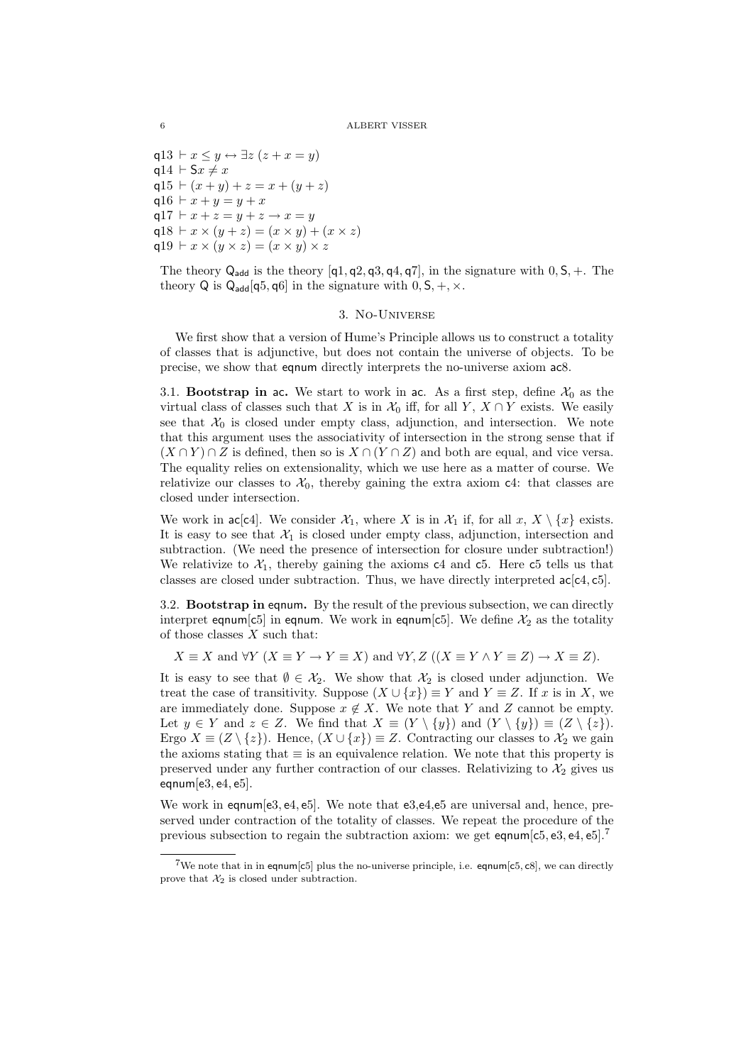q13 $\vdash x \leq y \leftrightarrow \exists z\,(z + x = y)$
q14 $\vdash \mathsf{S}x \neq x$
q15 $\vdash (x + y) + z = x + (y + z)$
q16 $\vdash x + y = y + x$
q17 $\vdash x + z = y + z \rightarrow x = y$
q18 $\vdash x \times (y + z) = (x \times y) + (x \times z)$
q19 $\vdash x \times (y \times z) = (x \times y) \times z$

The theory $\mathsf{Q}_{\mathsf{add}}$ is the theory [q1, q2, q3, q4, q7], in the signature with $0, \mathsf{S}, +$. The theory $\mathsf{Q}$ is $\mathsf{Q}_{\mathsf{add}}$[q5, q6] in the signature with $0, \mathsf{S}, +, \times$.

## 3. No-Universe

We first show that a version of Hume's Principle allows us to construct a totality of classes that is adjunctive, but does not contain the universe of objects. To be precise, we show that eqnum directly interprets the no-universe axiom ac8.

**3.1. Bootstrap in ac.** We start to work in ac. As a first step, define $\mathcal{X}_0$ as the virtual class of classes such that $X$ is in $\mathcal{X}_0$ iff, for all $Y$, $X \cap Y$ exists. We easily see that $\mathcal{X}_0$ is closed under empty class, adjunction, and intersection. We note that this argument uses the associativity of intersection in the strong sense that if $(X \cap Y) \cap Z$ is defined, then so is $X \cap (Y \cap Z)$ and both are equal, and vice versa. The equality relies on extensionality, which we use here as a matter of course. We relativize our classes to $\mathcal{X}_0$, thereby gaining the extra axiom c4: that classes are closed under intersection.

We work in ac[c4]. We consider $\mathcal{X}_1$, where $X$ is in $\mathcal{X}_1$ if, for all $x$, $X \setminus \{x\}$ exists. It is easy to see that $\mathcal{X}_1$ is closed under empty class, adjunction, intersection and subtraction. (We need the presence of intersection for closure under subtraction!) We relativize to $\mathcal{X}_1$, thereby gaining the axioms c4 and c5. Here c5 tells us that classes are closed under subtraction. Thus, we have directly interpreted ac[c4, c5].

**3.2. Bootstrap in eqnum.** By the result of the previous subsection, we can directly interpret eqnum[c5] in eqnum. We work in eqnum[c5]. We define $\mathcal{X}_2$ as the totality of those classes $X$ such that:

$$X \equiv X \text{ and } \forall Y\ (X \equiv Y \rightarrow Y \equiv X) \text{ and } \forall Y, Z\ ((X \equiv Y \wedge Y \equiv Z) \rightarrow X \equiv Z).$$

It is easy to see that $\emptyset \in \mathcal{X}_2$. We show that $\mathcal{X}_2$ is closed under adjunction. We treat the case of transitivity. Suppose $(X \cup \{x\}) \equiv Y$ and $Y \equiv Z$. If $x$ is in $X$, we are immediately done. Suppose $x \notin X$. We note that $Y$ and $Z$ cannot be empty. Let $y \in Y$ and $z \in Z$. We find that $X \equiv (Y \setminus \{y\})$ and $(Y \setminus \{y\}) \equiv (Z \setminus \{z\})$. Ergo $X \equiv (Z \setminus \{z\})$. Hence, $(X \cup \{x\}) \equiv Z$. Contracting our classes to $\mathcal{X}_2$ we gain the axioms stating that $\equiv$ is an equivalence relation. We note that this property is preserved under any further contraction of our classes. Relativizing to $\mathcal{X}_2$ gives us eqnum[e3, e4, e5].

We work in eqnum[e3, e4, e5]. We note that e3,e4,e5 are universal and, hence, preserved under contraction of the totality of classes. We repeat the procedure of the previous subsection to regain the subtraction axiom: we get eqnum[c5, e3, e4, e5].[7]

---

[7] We note that in in eqnum[c5] plus the no-universe principle, i.e. eqnum[c5, c8], we can directly prove that $\mathcal{X}_2$ is closed under subtraction.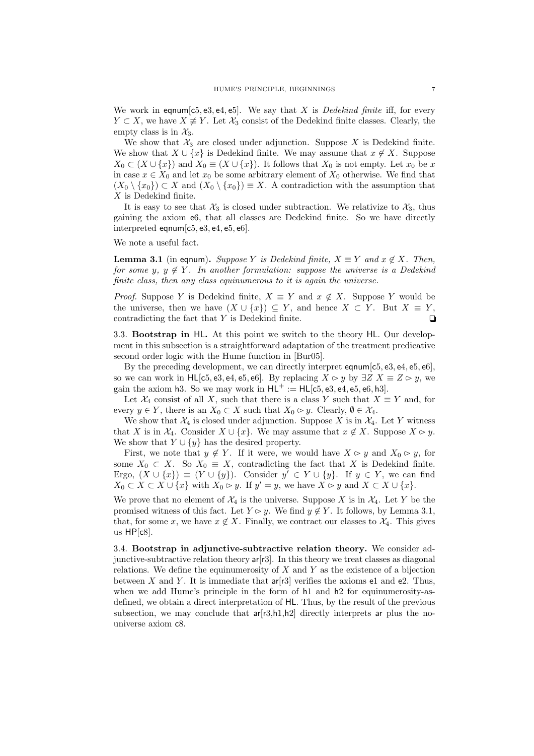We work in eqnum[c5, e3, e4, e5]. We say that $X$ is *Dedekind finite* iff, for every $Y \subset X$, we have $X \not\equiv Y$. Let $\mathcal{X}_3$ consist of the Dedekind finite classes. Clearly, the empty class is in $\mathcal{X}_3$.

We show that $\mathcal{X}_3$ are closed under adjunction. Suppose $X$ is Dedekind finite. We show that $X \cup \{x\}$ is Dedekind finite. We may assume that $x \notin X$. Suppose $X_0 \subset (X \cup \{x\})$ and $X_0 \equiv (X \cup \{x\})$. It follows that $X_0$ is not empty. Let $x_0$ be $x$ in case $x \in X_0$ and let $x_0$ be some arbitrary element of $X_0$ otherwise. We find that $(X_0 \setminus \{x_0\}) \subset X$ and $(X_0 \setminus \{x_0\}) \equiv X$. A contradiction with the assumption that $X$ is Dedekind finite.

It is easy to see that $\mathcal{X}_3$ is closed under subtraction. We relativize to $\mathcal{X}_3$, thus gaining the axiom e6, that all classes are Dedekind finite. So we have directly interpreted eqnum[c5, e3, e4, e5, e6].

We note a useful fact.

**Lemma 3.1** (in eqnum). *Suppose $Y$ is Dedekind finite, $X \equiv Y$ and $x \notin X$. Then, for some $y$, $y \notin Y$. In another formulation: suppose the universe is a Dedekind finite class, then any class equinumerous to it is again the universe.*

*Proof.* Suppose $Y$ is Dedekind finite, $X \equiv Y$ and $x \notin X$. Suppose $Y$ would be the universe, then we have $(X \cup \{x\}) \subseteq Y$, and hence $X \subset Y$. But $X \equiv Y$, contradicting the fact that $Y$ is Dedekind finite. ❑

3.3. **Bootstrap in HL.** At this point we switch to the theory HL. Our development in this subsection is a straightforward adaptation of the treatment predicative second order logic with the Hume function in [Bur05].

By the preceding development, we can directly interpret eqnum[c5, e3, e4, e5, e6], so we can work in HL[c5, e3, e4, e6]. By replacing $X \rhd y$ by $\exists Z\ X \equiv Z \rhd y$, we gain the axiom h3. So we may work in $\mathsf{HL}^+ := \mathsf{HL}[\mathsf{c5}, \mathsf{e3}, \mathsf{e4}, \mathsf{e5}, \mathsf{e6}, \mathsf{h3}]$.

Let $\mathcal{X}_4$ consist of all $X$, such that there is a class $Y$ such that $X \equiv Y$ and, for every $y \in Y$, there is an $X_0 \subset X$ such that $X_0 \rhd y$. Clearly, $\emptyset \in \mathcal{X}_4$.

We show that $\mathcal{X}_4$ is closed under adjunction. Suppose $X$ is in $\mathcal{X}_4$. Let $Y$ witness that $X$ is in $\mathcal{X}_4$. Consider $X \cup \{x\}$. We may assume that $x \notin X$. Suppose $X \rhd y$. We show that $Y \cup \{y\}$ has the desired property.

First, we note that $y \notin Y$. If it were, we would have $X \rhd y$ and $X_0 \rhd y$, for some $X_0 \subset X$. So $X_0 \equiv X$, contradicting the fact that $X$ is Dedekind finite. Ergo, $(X \cup \{x\}) \equiv (Y \cup \{y\})$. Consider $y' \in Y \cup \{y\}$. If $y \in Y$, we can find $X_0 \subset X \subset X \cup \{x\}$ with $X_0 \rhd y$. If $y' = y$, we have $X \rhd y$ and $X \subset X \cup \{x\}$.

We prove that no element of $\mathcal{X}_4$ is the universe. Suppose $X$ is in $\mathcal{X}_4$. Let $Y$ be the promised witness of this fact. Let $Y \rhd y$. We find $y \notin Y$. It follows, by Lemma 3.1, that, for some $x$, we have $x \notin X$. Finally, we contract our classes to $\mathcal{X}_4$. This gives us HP[c8].

3.4. **Bootstrap in adjunctive-subtractive relation theory.** We consider adjunctive-subtractive relation theory ar[r3]. In this theory we treat classes as diagonal relations. We define the equinumerosity of $X$ and $Y$ as the existence of a bijection between $X$ and $Y$. It is immediate that ar[r3] verifies the axioms e1 and e2. Thus, when we add Hume's principle in the form of h1 and h2 for equinumerosity-as-defined, we obtain a direct interpretation of HL. Thus, by the result of the previous subsection, we may conclude that ar[r3,h1,h2] directly interprets ar plus the no-universe axiom c8.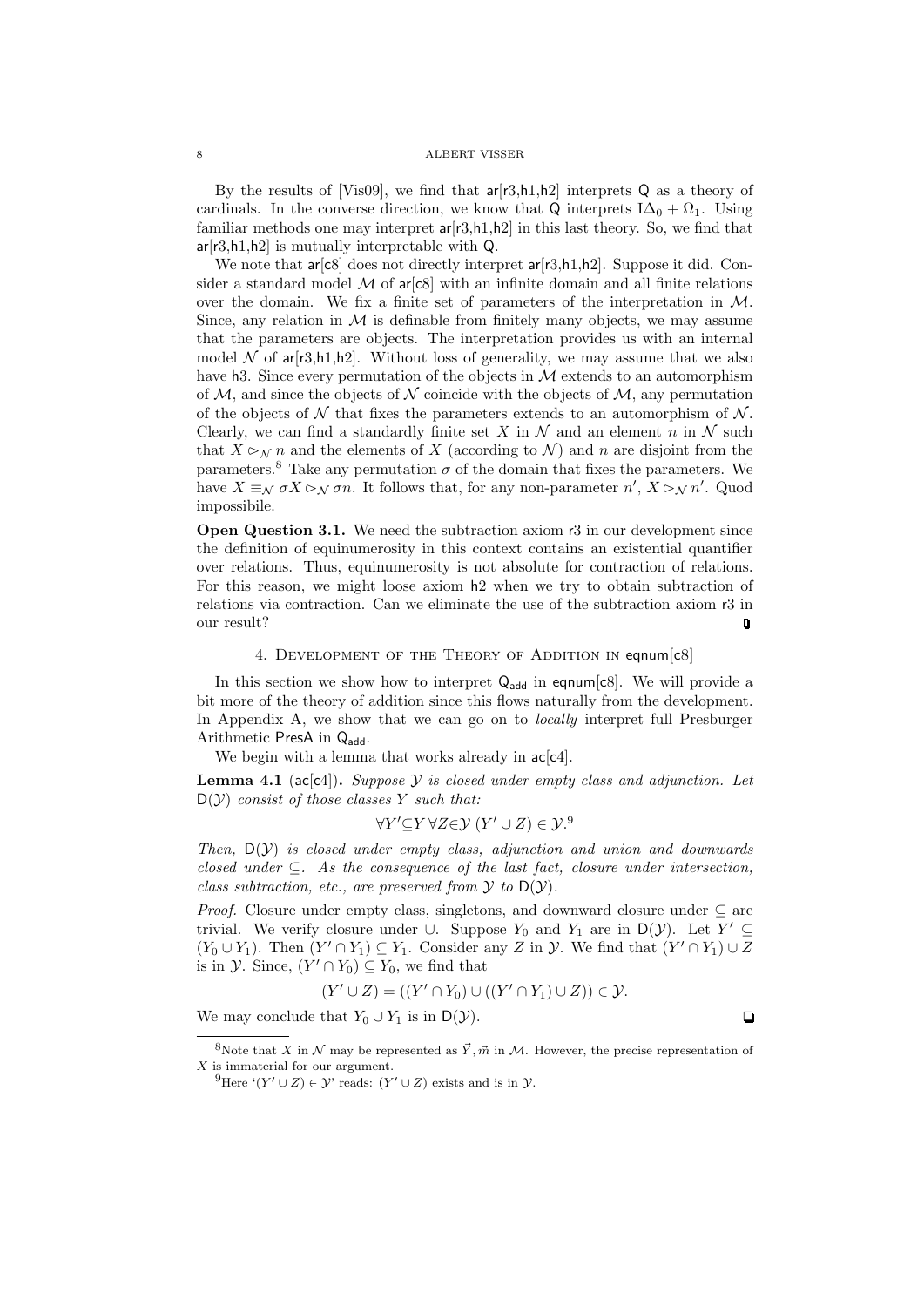By the results of [Vis09], we find that ar[r3,h1,h2] interprets Q as a theory of cardinals. In the converse direction, we know that Q interprets $\mathrm{I}\Delta_0 + \Omega_1$. Using familiar methods one may interpret ar[r3,h1,h2] in this last theory. So, we find that ar[r3,h1,h2] is mutually interpretable with Q.

We note that ar[c8] does not directly interpret ar[r3,h1,h2]. Suppose it did. Consider a standard model $\mathcal{M}$ of ar[c8] with an infinite domain and all finite relations over the domain. We fix a finite set of parameters of the interpretation in $\mathcal{M}$. Since, any relation in $\mathcal{M}$ is definable from finitely many objects, we may assume that the parameters are objects. The interpretation provides us with an internal model $\mathcal{N}$ of ar[r3,h1,h2]. Without loss of generality, we may assume that we also have h3. Since every permutation of the objects in $\mathcal{M}$ extends to an automorphism of $\mathcal{M}$, and since the objects of $\mathcal{N}$ coincide with the objects of $\mathcal{M}$, any permutation of the objects of $\mathcal{N}$ that fixes the parameters extends to an automorphism of $\mathcal{N}$. Clearly, we can find a standardly finite set $X$ in $\mathcal{N}$ and an element $n$ in $\mathcal{N}$ such that $X \rhd_{\mathcal{N}} n$ and the elements of $X$ (according to $\mathcal{N}$) and $n$ are disjoint from the parameters.[8] Take any permutation $\sigma$ of the domain that fixes the parameters. We have $X \equiv_{\mathcal{N}} \sigma X \rhd_{\mathcal{N}} \sigma n$. It follows that, for any non-parameter $n'$, $X \rhd_{\mathcal{N}} n'$. Quod impossibile.

**Open Question 3.1.** We need the subtraction axiom r3 in our development since the definition of equinumerosity in this context contains an existential quantifier over relations. Thus, equinumerosity is not absolute for contraction of relations. For this reason, we might loose axiom h2 when we try to obtain subtraction of relations via contraction. Can we eliminate the use of the subtraction axiom r3 in our result? ❑

## 4. Development of the Theory of Addition in eqnum[c8]

In this section we show how to interpret $\mathsf{Q}_{\mathsf{add}}$ in eqnum[c8]. We will provide a bit more of the theory of addition since this flows naturally from the development. In Appendix A, we show that we can go on to *locally* interpret full Presburger Arithmetic PresA in $\mathsf{Q}_{\mathsf{add}}$.

We begin with a lemma that works already in ac[c4].

**Lemma 4.1** (ac[c4])**.** *Suppose $\mathcal{Y}$ is closed under empty class and adjunction. Let $\mathsf{D}(\mathcal{Y})$ consist of those classes $Y$ such that:*

$$\forall Y' {\subseteq} Y \, \forall Z {\in} \mathcal{Y} \; (Y' \cup Z) \in \mathcal{Y}.^{9}$$

*Then, $\mathsf{D}(\mathcal{Y})$ is closed under empty class, adjunction and union and downwards closed under $\subseteq$. As the consequence of the last fact, closure under intersection, class subtraction, etc., are preserved from $\mathcal{Y}$ to $\mathsf{D}(\mathcal{Y})$.*

*Proof.* Closure under empty class, singletons, and downward closure under $\subseteq$ are trivial. We verify closure under $\cup$. Suppose $Y_0$ and $Y_1$ are in $\mathsf{D}(\mathcal{Y})$. Let $Y' \subseteq (Y_0 \cup Y_1)$. Then $(Y' \cap Y_1) \subseteq Y_1$. Consider any $Z$ in $\mathcal{Y}$. We find that $(Y' \cap Y_1) \cup Z$ is in $\mathcal{Y}$. Since, $(Y' \cap Y_0) \subseteq Y_0$, we find that

$$(Y' \cup Z) = ((Y' \cap Y_0) \cup ((Y' \cap Y_1) \cup Z)) \in \mathcal{Y}.$$

We may conclude that $Y_0 \cup Y_1$ is in $\mathsf{D}(\mathcal{Y})$. ❑

---

[8] Note that $X$ in $\mathcal{N}$ may be represented as $\vec{Y}, \vec{m}$ in $\mathcal{M}$. However, the precise representation of $X$ is immaterial for our argument.

[9] Here '$(Y' \cup Z) \in \mathcal{Y}$' reads: $(Y' \cup Z)$ exists and is in $\mathcal{Y}$.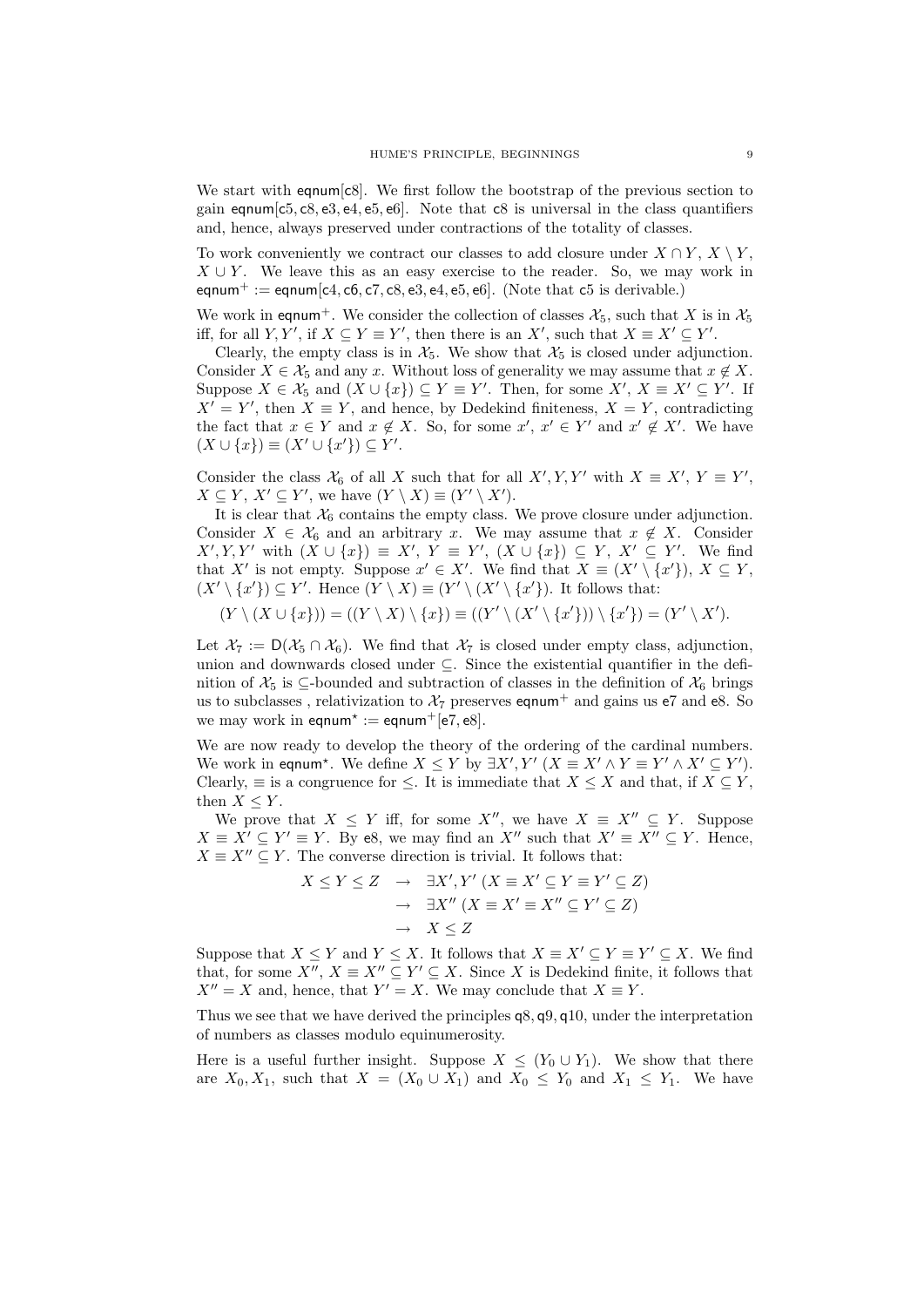We start with $\mathsf{eqnum}[\mathsf{c8}]$. We first follow the bootstrap of the previous section to gain $\mathsf{eqnum}[\mathsf{c5},\mathsf{c8},\mathsf{e3},\mathsf{e4},\mathsf{e5},\mathsf{e6}]$. Note that $\mathsf{c8}$ is universal in the class quantifiers and, hence, always preserved under contractions of the totality of classes.

To work conveniently we contract our classes to add closure under $X \cap Y$, $X \setminus Y$, $X \cup Y$. We leave this as an easy exercise to the reader. So, we may work in $\mathsf{eqnum}^+ := \mathsf{eqnum}[\mathsf{c4},\mathsf{c6},\mathsf{c7},\mathsf{c8},\mathsf{e3},\mathsf{e4},\mathsf{e5},\mathsf{e6}]$. (Note that $\mathsf{c5}$ is derivable.)

We work in $\mathsf{eqnum}^+$. We consider the collection of classes $\mathcal{X}_5$, such that $X$ is in $\mathcal{X}_5$ iff, for all $Y, Y'$, if $X \subseteq Y \equiv Y'$, then there is an $X'$, such that $X \equiv X' \subseteq Y'$.

Clearly, the empty class is in $\mathcal{X}_5$. We show that $\mathcal{X}_5$ is closed under adjunction. Consider $X \in \mathcal{X}_5$ and any $x$. Without loss of generality we may assume that $x \notin X$. Suppose $X \in \mathcal{X}_5$ and $(X \cup \{x\}) \subseteq Y \equiv Y'$. Then, for some $X'$, $X \equiv X' \subseteq Y'$. If $X' = Y'$, then $X \equiv Y$, and hence, by Dedekind finiteness, $X = Y$, contradicting the fact that $x \in Y$ and $x \notin X$. So, for some $x'$, $x' \in Y'$ and $x' \notin X'$. We have $(X \cup \{x\}) \equiv (X' \cup \{x'\}) \subseteq Y'$.

Consider the class $\mathcal{X}_6$ of all $X$ such that for all $X', Y, Y'$ with $X \equiv X'$, $Y \equiv Y'$, $X \subseteq Y$, $X' \subseteq Y'$, we have $(Y \setminus X) \equiv (Y' \setminus X')$.

It is clear that $\mathcal{X}_6$ contains the empty class. We prove closure under adjunction. Consider $X \in \mathcal{X}_6$ and an arbitrary $x$. We may assume that $x \notin X$. Consider $X', Y, Y'$ with $(X \cup \{x\}) \equiv X'$, $Y \equiv Y'$, $(X \cup \{x\}) \subseteq Y$, $X' \subseteq Y'$. We find that $X'$ is not empty. Suppose $x' \in X'$. We find that $X \equiv (X' \setminus \{x'\})$, $X \subseteq Y$, $(X' \setminus \{x'\}) \subseteq Y'$. Hence $(Y \setminus X) \equiv (Y' \setminus (X' \setminus \{x'\})$. It follows that:

$$(Y \setminus (X \cup \{x\})) = ((Y \setminus X) \setminus \{x\}) \equiv ((Y' \setminus (X' \setminus \{x'\})) \setminus \{x'\}) = (Y' \setminus X').$$

Let $\mathcal{X}_7 := \mathsf{D}(\mathcal{X}_5 \cap \mathcal{X}_6)$. We find that $\mathcal{X}_7$ is closed under empty class, adjunction, union and downwards closed under $\subseteq$. Since the existential quantifier in the definition of $\mathcal{X}_5$ is $\subseteq$-bounded and subtraction of classes in the definition of $\mathcal{X}_6$ brings us to subclasses , relativization to $\mathcal{X}_7$ preserves $\mathsf{eqnum}^+$ and gains us $\mathsf{e7}$ and $\mathsf{e8}$. So we may work in $\mathsf{eqnum}^\star := \mathsf{eqnum}^+[\mathsf{e7},\mathsf{e8}]$.

We are now ready to develop the theory of the ordering of the cardinal numbers. We work in $\mathsf{eqnum}^\star$. We define $X \leq Y$ by $\exists X', Y' \; (X \equiv X' \wedge Y \equiv Y' \wedge X' \subseteq Y')$. Clearly, $\equiv$ is a congruence for $\leq$. It is immediate that $X \leq X$ and that, if $X \subseteq Y$, then $X \leq Y$.

We prove that $X \leq Y$ iff, for some $X''$, we have $X \equiv X'' \subseteq Y$. Suppose $X \equiv X' \subseteq Y' \equiv Y$. By $\mathsf{e8}$, we may find an $X''$ such that $X' \equiv X'' \subseteq Y$. Hence, $X \equiv X'' \subseteq Y$. The converse direction is trivial. It follows that:

$$\begin{aligned} X \leq Y \leq Z & \;\to\; \exists X', Y' \; (X \equiv X' \subseteq Y \equiv Y' \subseteq Z) \\ & \;\to\; \exists X'' \; (X \equiv X' \equiv X'' \subseteq Y' \subseteq Z) \\ & \;\to\; X \leq Z \end{aligned}$$

Suppose that $X \leq Y$ and $Y \leq X$. It follows that $X \equiv X' \subseteq Y \equiv Y' \subseteq X$. We find that, for some $X''$, $X \equiv X'' \subseteq Y' \subseteq X$. Since $X$ is Dedekind finite, it follows that $X'' = X$ and, hence, that $Y' = X$. We may conclude that $X \equiv Y$.

Thus we see that we have derived the principles $\mathsf{q8},\mathsf{q9},\mathsf{q10}$, under the interpretation of numbers as classes modulo equinumerosity.

Here is a useful further insight. Suppose $X \leq (Y_0 \cup Y_1)$. We show that there are $X_0, X_1$, such that $X = (X_0 \cup X_1)$ and $X_0 \leq Y_0$ and $X_1 \leq Y_1$. We have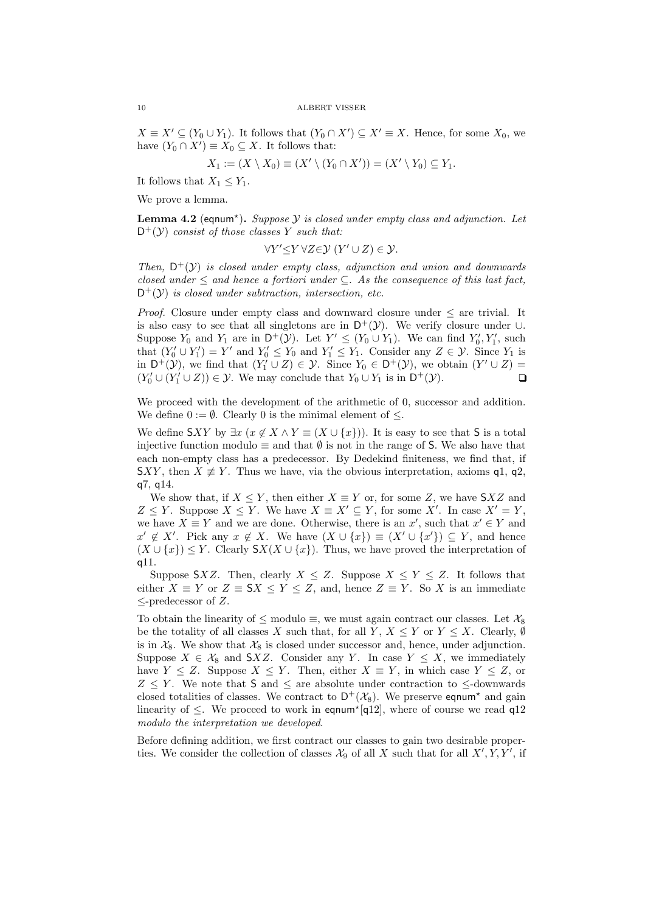$X \equiv X' \subseteq (Y_0 \cup Y_1)$. It follows that $(Y_0 \cap X') \subseteq X' \equiv X$. Hence, for some $X_0$, we have $(Y_0 \cap X') \equiv X_0 \subseteq X$. It follows that:

$$X_1 := (X \setminus X_0) \equiv (X' \setminus (Y_0 \cap X')) = (X' \setminus Y_0) \subseteq Y_1.$$

It follows that $X_1 \leq Y_1$.

We prove a lemma.

**Lemma 4.2** ($\mathsf{eqnum}^\star$)**.** *Suppose $\mathcal{Y}$ is closed under empty class and adjunction. Let $\mathsf{D}^+(\mathcal{Y})$ consist of those classes $Y$ such that:*

$$\forall Y' {\leq} Y \, \forall Z {\in} \mathcal{Y} \; (Y' \cup Z) \in \mathcal{Y}.$$

*Then, $\mathsf{D}^+(\mathcal{Y})$ is closed under empty class, adjunction and union and downwards closed under $\leq$ and hence a fortiori under $\subseteq$. As the consequence of this last fact, $\mathsf{D}^+(\mathcal{Y})$ is closed under subtraction, intersection, etc.*

*Proof.* Closure under empty class and downward closure under $\leq$ are trivial. It is also easy to see that all singletons are in $\mathsf{D}^+(\mathcal{Y})$. We verify closure under $\cup$. Suppose $Y_0$ and $Y_1$ are in $\mathsf{D}^+(\mathcal{Y})$. Let $Y' \leq (Y_0 \cup Y_1)$. We can find $Y_0', Y_1'$, such that $(Y_0' \cup Y_1') = Y'$ and $Y_0' \leq Y_0$ and $Y_1' \leq Y_1$. Consider any $Z \in \mathcal{Y}$. Since $Y_1$ is in $\mathsf{D}^+(\mathcal{Y})$, we find that $(Y_1' \cup Z) \in \mathcal{Y}$. Since $Y_0 \in \mathsf{D}^+(\mathcal{Y})$, we obtain $(Y' \cup Z) = (Y_0' \cup (Y_1' \cup Z)) \in \mathcal{Y}$. We may conclude that $Y_0 \cup Y_1$ is in $\mathsf{D}^+(\mathcal{Y})$. ❑

We proceed with the development of the arithmetic of 0, successor and addition. We define $0 := \emptyset$. Clearly 0 is the minimal element of $\leq$.

We define $\mathsf{S}XY$ by $\exists x \, (x \notin X \wedge Y \equiv (X \cup \{x\}))$. It is easy to see that $\mathsf{S}$ is a total injective function modulo $\equiv$ and that $\emptyset$ is not in the range of $\mathsf{S}$. We also have that each non-empty class has a predecessor. By Dedekind finiteness, we find that, if $\mathsf{S}XY$, then $X \not\equiv Y$. Thus we have, via the obvious interpretation, axioms $\mathsf{q}1$, $\mathsf{q}2$, $\mathsf{q}7$, $\mathsf{q}14$.

We show that, if $X \leq Y$, then either $X \equiv Y$ or, for some $Z$, we have $\mathsf{S}XZ$ and $Z \leq Y$. Suppose $X \leq Y$. We have $X \equiv X' \subseteq Y$, for some $X'$. In case $X' = Y$, we have $X \equiv Y$ and we are done. Otherwise, there is an $x'$, such that $x' \in Y$ and $x' \notin X'$. Pick any $x \notin X$. We have $(X \cup \{x\}) \equiv (X' \cup \{x'\}) \subseteq Y$, and hence $(X \cup \{x\}) \leq Y$. Clearly $\mathsf{S}X(X \cup \{x\})$. Thus, we have proved the interpretation of $\mathsf{q}11$.

Suppose $\mathsf{S}XZ$. Then, clearly $X \leq Z$. Suppose $X \leq Y \leq Z$. It follows that either $X \equiv Y$ or $Z \equiv \mathsf{S}X \leq Y \leq Z$, and, hence $Z \equiv Y$. So $X$ is an immediate $\leq$-predecessor of $Z$.

To obtain the linearity of $\leq$ modulo $\equiv$, we must again contract our classes. Let $\mathcal{X}_8$ be the totality of all classes $X$ such that, for all $Y$, $X \leq Y$ or $Y \leq X$. Clearly, $\emptyset$ is in $\mathcal{X}_8$. We show that $\mathcal{X}_8$ is closed under successor and, hence, under adjunction. Suppose $X \in \mathcal{X}_8$ and $\mathsf{S}XZ$. Consider any $Y$. In case $Y \leq X$, we immediately have $Y \leq Z$. Suppose $X \leq Y$. Then, either $X \equiv Y$, in which case $Y \leq Z$, or $Z \leq Y$. We note that $\mathsf{S}$ and $\leq$ are absolute under contraction to $\leq$-downwards closed totalities of classes. We contract to $\mathsf{D}^+(\mathcal{X}_8)$. We preserve $\mathsf{eqnum}^\star$ and gain linearity of $\leq$. We proceed to work in $\mathsf{eqnum}^\star[\mathsf{q}12]$, where of course we read $\mathsf{q}12$ *modulo the interpretation we developed*.

Before defining addition, we first contract our classes to gain two desirable properties. We consider the collection of classes $\mathcal{X}_9$ of all $X$ such that for all $X', Y, Y'$, if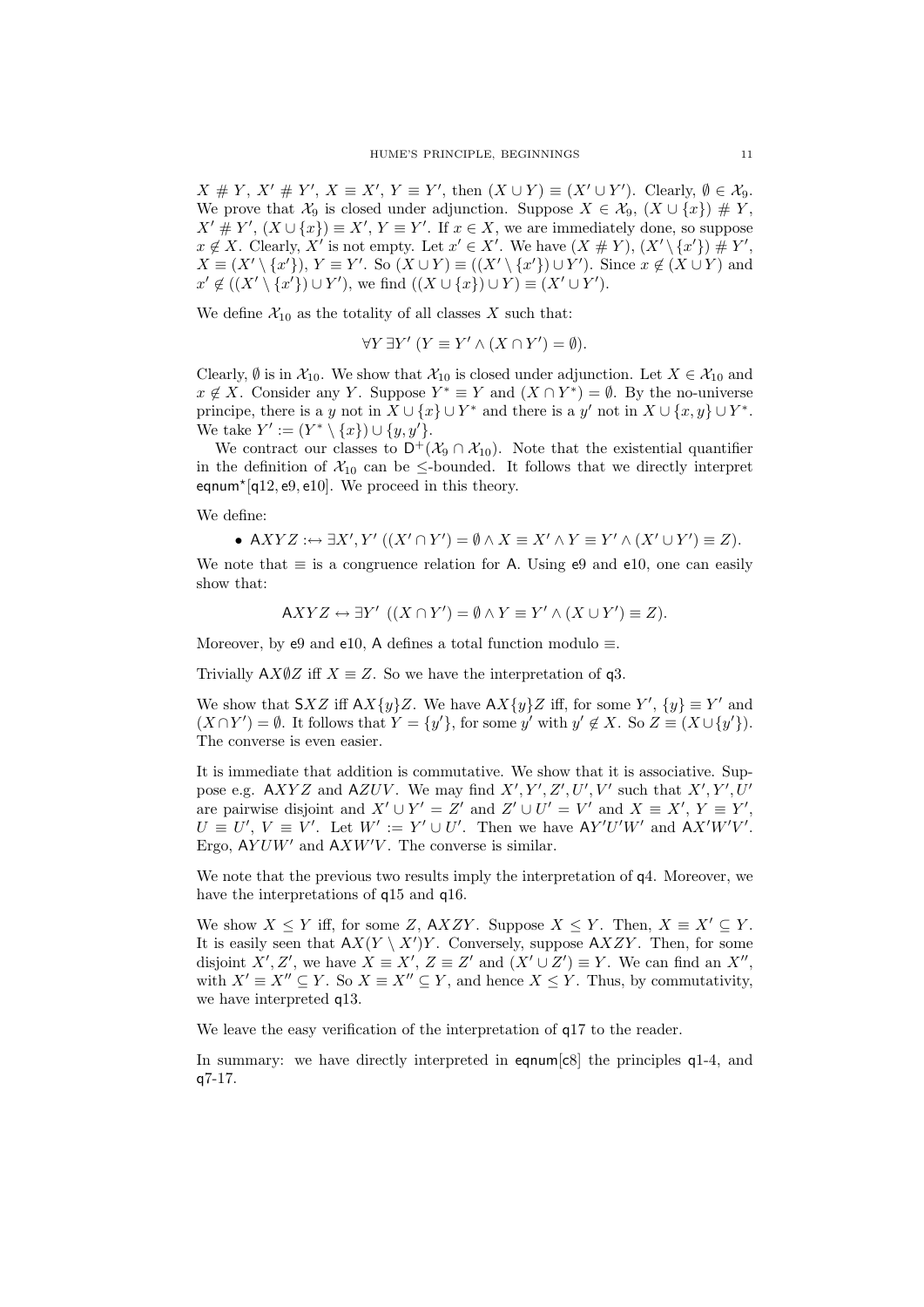$X \# Y$, $X' \# Y'$, $X \equiv X'$, $Y \equiv Y'$, then $(X \cup Y) \equiv (X' \cup Y')$. Clearly, $\emptyset \in \mathcal{X}_9$. We prove that $\mathcal{X}_9$ is closed under adjunction. Suppose $X \in \mathcal{X}_9$, $(X \cup \{x\}) \# Y$, $X' \# Y'$, $(X \cup \{x\}) \equiv X'$, $Y \equiv Y'$. If $x \in X$, we are immediately done, so suppose $x \notin X$. Clearly, $X'$ is not empty. Let $x' \in X'$. We have $(X \# Y)$, $(X' \setminus \{x'\}) \# Y'$, $X \equiv (X' \setminus \{x'\})$, $Y \equiv Y'$. So $(X \cup Y) \equiv ((X' \setminus \{x'\}) \cup Y')$. Since $x \notin (X \cup Y)$ and $x' \notin ((X' \setminus \{x'\}) \cup Y')$, we find $((X \cup \{x\}) \cup Y) \equiv (X' \cup Y')$.

We define $\mathcal{X}_{10}$ as the totality of all classes $X$ such that:

$$\forall Y \, \exists Y' \, (Y \equiv Y' \wedge (X \cap Y') = \emptyset).$$

Clearly, $\emptyset$ is in $\mathcal{X}_{10}$. We show that $\mathcal{X}_{10}$ is closed under adjunction. Let $X \in \mathcal{X}_{10}$ and $x \notin X$. Consider any $Y$. Suppose $Y^* \equiv Y$ and $(X \cap Y^*) = \emptyset$. By the no-universe principe, there is a $y$ not in $X \cup \{x\} \cup Y^*$ and there is a $y'$ not in $X \cup \{x, y\} \cup Y^*$. We take $Y' := (Y^* \setminus \{x\}) \cup \{y, y'\}$.

We contract our classes to $\mathsf{D}^+(\mathcal{X}_9 \cap \mathcal{X}_{10})$. Note that the existential quantifier in the definition of $\mathcal{X}_{10}$ can be $\leq$-bounded. It follows that we directly interpret $\mathsf{eqnum}^\star[\mathsf{q}12, \mathsf{e}9, \mathsf{e}10]$. We proceed in this theory.

We define:

- $\mathsf{A}XYZ :\leftrightarrow \exists X', Y' \, ((X' \cap Y') = \emptyset \wedge X \equiv X' \wedge Y \equiv Y' \wedge (X' \cup Y') \equiv Z)$.

We note that $\equiv$ is a congruence relation for $\mathsf{A}$. Using $\mathsf{e}9$ and $\mathsf{e}10$, one can easily show that:

$$\mathsf{A}XYZ \leftrightarrow \exists Y' \, ((X \cap Y') = \emptyset \wedge Y \equiv Y' \wedge (X \cup Y') \equiv Z).$$

Moreover, by $\mathsf{e}9$ and $\mathsf{e}10$, $\mathsf{A}$ defines a total function modulo $\equiv$.

Trivially $\mathsf{A}X\emptyset Z$ iff $X \equiv Z$. So we have the interpretation of $\mathsf{q}3$.

We show that $\mathsf{S}XZ$ iff $\mathsf{A}X\{y\}Z$. We have $\mathsf{A}X\{y\}Z$ iff, for some $Y'$, $\{y\} \equiv Y'$ and $(X \cap Y') = \emptyset$. It follows that $Y = \{y'\}$, for some $y'$ with $y' \notin X$. So $Z \equiv (X \cup \{y'\})$. The converse is even easier.

It is immediate that addition is commutative. We show that it is associative. Suppose e.g. $\mathsf{A}XYZ$ and $\mathsf{A}ZUV$. We may find $X', Y', Z', U', V'$ such that $X', Y', U'$ are pairwise disjoint and $X' \cup Y' = Z'$ and $Z' \cup U' = V'$ and $X \equiv X'$, $Y \equiv Y'$, $U \equiv U'$, $V \equiv V'$. Let $W' := Y' \cup U'$. Then we have $\mathsf{A}Y'U'W'$ and $\mathsf{A}X'W'V'$. Ergo, $\mathsf{A}YUW'$ and $\mathsf{A}XW'V$. The converse is similar.

We note that the previous two results imply the interpretation of $\mathsf{q}4$. Moreover, we have the interpretations of $\mathsf{q}15$ and $\mathsf{q}16$.

We show $X \leq Y$ iff, for some $Z$, $\mathsf{A}XZY$. Suppose $X \leq Y$. Then, $X \equiv X' \subseteq Y$. It is easily seen that $\mathsf{A}X(Y \setminus X')Y$. Conversely, suppose $\mathsf{A}XZY$. Then, for some disjoint $X', Z'$, we have $X \equiv X'$, $Z \equiv Z'$ and $(X' \cup Z') \equiv Y$. We can find an $X''$, with $X' \equiv X'' \subseteq Y$. So $X \equiv X'' \subseteq Y$, and hence $X \leq Y$. Thus, by commutativity, we have interpreted $\mathsf{q}13$.

We leave the easy verification of the interpretation of $\mathsf{q}17$ to the reader.

In summary: we have directly interpreted in $\mathsf{eqnum}[\mathsf{c}8]$ the principles $\mathsf{q}1$-$4$, and $\mathsf{q}7$-$17$.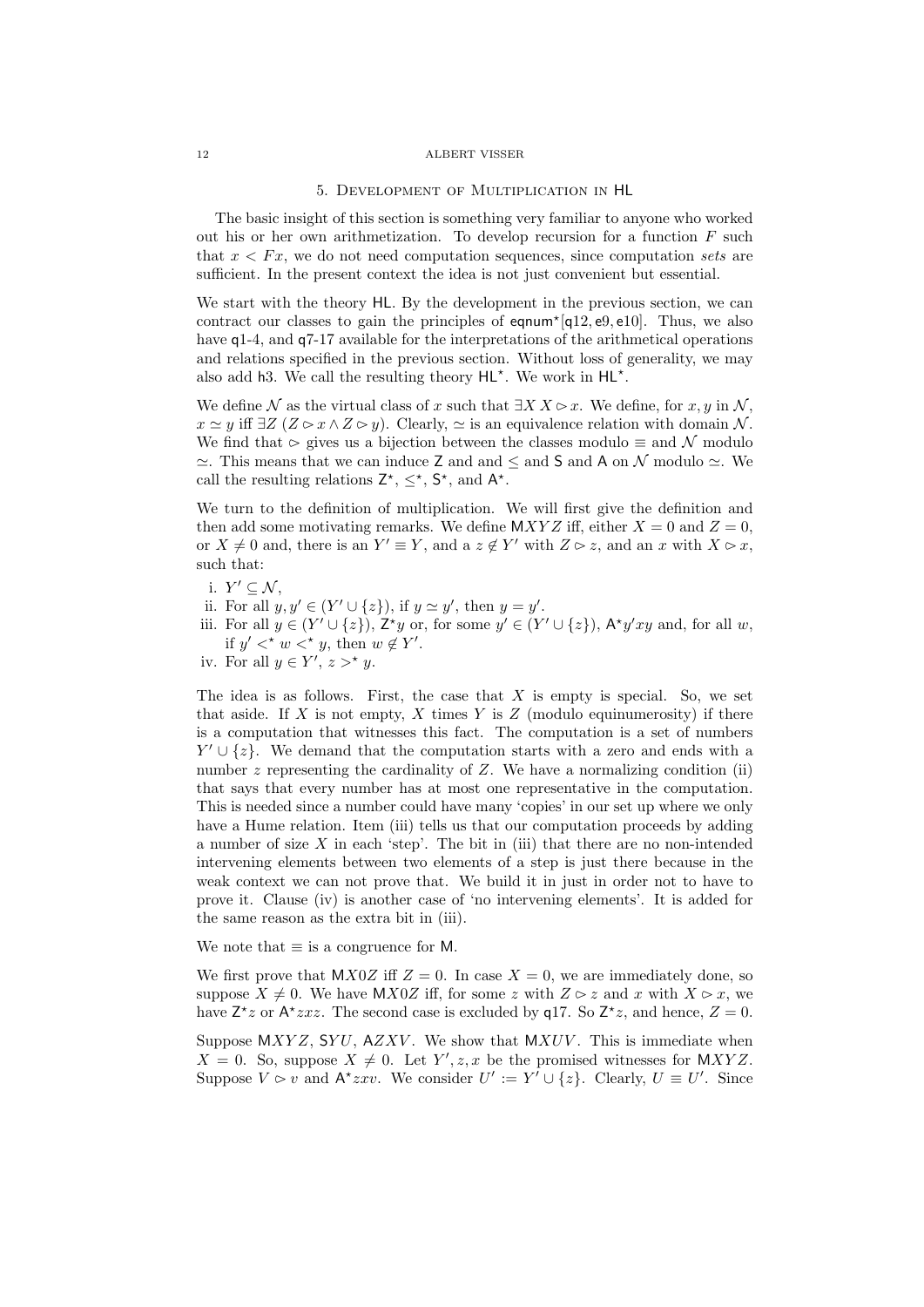## 5. Development of Multiplication in HL

The basic insight of this section is something very familiar to anyone who worked out his or her own arithmetization. To develop recursion for a function $F$ such that $x < Fx$, we do not need computation sequences, since computation *sets* are sufficient. In the present context the idea is not just convenient but essential.

We start with the theory HL. By the development in the previous section, we can contract our classes to gain the principles of $\mathsf{eqnum}^\star[\mathsf{q12}, \mathsf{e9}, \mathsf{e10}]$. Thus, we also have q1-4, and q7-17 available for the interpretations of the arithmetical operations and relations specified in the previous section. Without loss of generality, we may also add h3. We call the resulting theory $\mathsf{HL}^\star$. We work in $\mathsf{HL}^\star$.

We define $\mathcal{N}$ as the virtual class of $x$ such that $\exists X\, X \rhd x$. We define, for $x, y$ in $\mathcal{N}$, $x \simeq y$ iff $\exists Z\, (Z \rhd x \wedge Z \rhd y)$. Clearly, $\simeq$ is an equivalence relation with domain $\mathcal{N}$. We find that $\rhd$ gives us a bijection between the classes modulo $\equiv$ and $\mathcal{N}$ modulo $\simeq$. This means that we can induce $\mathsf{Z}$ and and $\leq$ and $\mathsf{S}$ and $\mathsf{A}$ on $\mathcal{N}$ modulo $\simeq$. We call the resulting relations $\mathsf{Z}^\star$, $\leq^\star$, $\mathsf{S}^\star$, and $\mathsf{A}^\star$.

We turn to the definition of multiplication. We will first give the definition and then add some motivating remarks. We define $\mathsf{M}XYZ$ iff, either $X = 0$ and $Z = 0$, or $X \neq 0$ and, there is an $Y' \equiv Y$, and a $z \notin Y'$ with $Z \rhd z$, and an $x$ with $X \rhd x$, such that:

i. $Y' \subseteq \mathcal{N}$,
ii. For all $y, y' \in (Y' \cup \{z\})$, if $y \simeq y'$, then $y = y'$.
iii. For all $y \in (Y' \cup \{z\})$, $\mathsf{Z}^\star y$ or, for some $y' \in (Y' \cup \{z\})$, $\mathsf{A}^\star y'xy$ and, for all $w$, if $y' <^\star w <^\star y$, then $w \notin Y'$.
iv. For all $y \in Y'$, $z >^\star y$.

The idea is as follows. First, the case that $X$ is empty is special. So, we set that aside. If $X$ is not empty, $X$ times $Y$ is $Z$ (modulo equinumerosity) if there is a computation that witnesses this fact. The computation is a set of numbers $Y' \cup \{z\}$. We demand that the computation starts with a zero and ends with a number $z$ representing the cardinality of $Z$. We have a normalizing condition (ii) that says that every number has at most one representative in the computation. This is needed since a number could have many 'copies' in our set up where we only have a Hume relation. Item (iii) tells us that our computation proceeds by adding a number of size $X$ in each 'step'. The bit in (iii) that there are no non-intended intervening elements between two elements of a step is just there because in the weak context we can not prove that. We build it in just in order not to have to prove it. Clause (iv) is another case of 'no intervening elements'. It is added for the same reason as the extra bit in (iii).

We note that $\equiv$ is a congruence for $\mathsf{M}$.

We first prove that $\mathsf{M}X0Z$ iff $Z = 0$. In case $X = 0$, we are immediately done, so suppose $X \neq 0$. We have $\mathsf{M}X0Z$ iff, for some $z$ with $Z \rhd z$ and $x$ with $X \rhd x$, we have $\mathsf{Z}^\star z$ or $\mathsf{A}^\star zxz$. The second case is excluded by q17. So $\mathsf{Z}^\star z$, and hence, $Z = 0$.

Suppose $\mathsf{M}XYZ$, $\mathsf{S}YU$, $\mathsf{A}ZXV$. We show that $\mathsf{M}XUV$. This is immediate when $X = 0$. So, suppose $X \neq 0$. Let $Y', z, x$ be the promised witnesses for $\mathsf{M}XYZ$. Suppose $V \rhd v$ and $\mathsf{A}^\star zxv$. We consider $U' := Y' \cup \{z\}$. Clearly, $U \equiv U'$. Since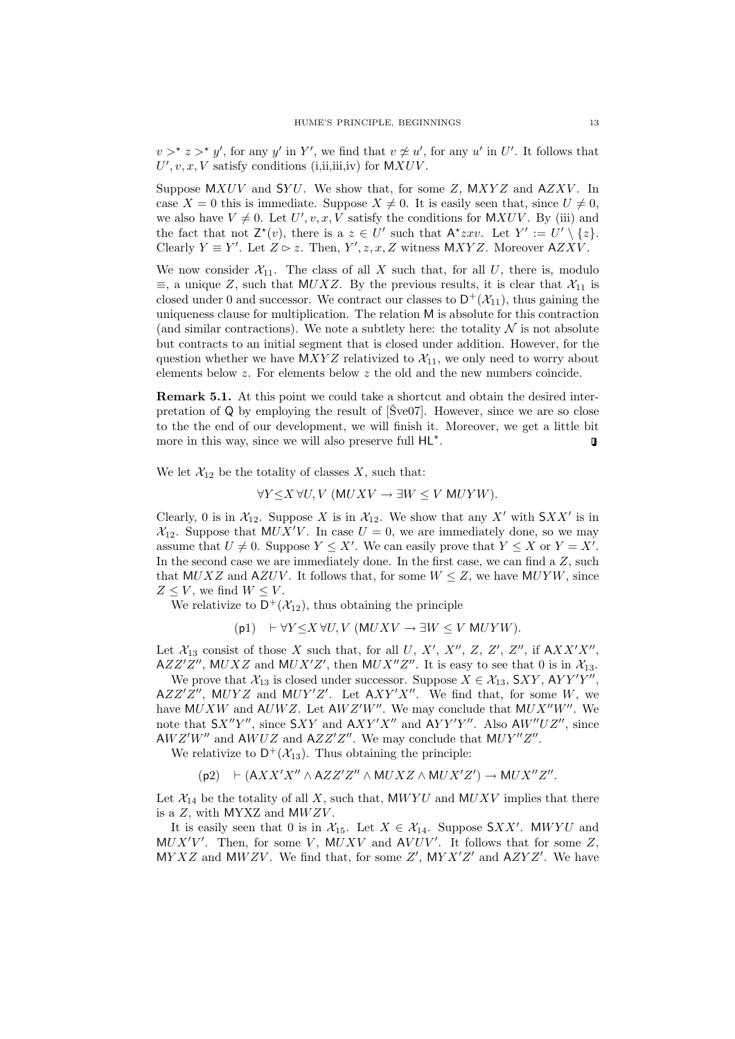$v >^\star z >^\star y'$, for any $y'$ in $Y'$, we find that $v \not\approx u'$, for any $u'$ in $U'$. It follows that $U', v, x, V$ satisfy conditions (i,ii,iii,iv) for $\mathsf{M}XUV$.

Suppose $\mathsf{M}XUV$ and $\mathsf{S}YU$. We show that, for some $Z$, $\mathsf{M}XYZ$ and $\mathsf{A}ZXV$. In case $X = 0$ this is immediate. Suppose $X \neq 0$. It is easily seen that, since $U \neq 0$, we also have $V \neq 0$. Let $U', v, x, V$ satisfy the conditions for $\mathsf{M}XUV$. By (iii) and the fact that not $\mathsf{Z}^\star(v)$, there is a $z \in U'$ such that $\mathsf{A}^\star zxv$. Let $Y' := U' \setminus \{z\}$. Clearly $Y \equiv Y'$. Let $Z \rhd z$. Then, $Y', z, x, Z$ witness $\mathsf{M}XYZ$. Moreover $\mathsf{A}ZXV$.

We now consider $\mathcal{X}_{11}$. The class of all $X$ such that, for all $U$, there is, modulo $\equiv$, a unique $Z$, such that $\mathsf{M}UXZ$. By the previous results, it is clear that $\mathcal{X}_{11}$ is closed under 0 and successor. We contract our classes to $\mathsf{D}^+(\mathcal{X}_{11})$, thus gaining the uniqueness clause for multiplication. The relation $\mathsf{M}$ is absolute for this contraction (and similar contractions). We note a subtlety here: the totality $\mathcal{N}$ is not absolute but contracts to an initial segment that is closed under addition. However, for the question whether we have $\mathsf{M}XYZ$ relativized to $\mathcal{X}_{11}$, we only need to worry about elements below $z$. For elements below $z$ the old and the new numbers coincide.

**Remark 5.1.** At this point we could take a shortcut and obtain the desired interpretation of $\mathsf{Q}$ by employing the result of [Šve07]. However, since we are so close to the the end of our development, we will finish it. Moreover, we get a little bit more in this way, since we will also preserve full $\mathsf{HL}^\star$. ❏

We let $\mathcal{X}_{12}$ be the totality of classes $X$, such that:

$$\forall Y \leq X\, \forall U, V\ (\mathsf{M}UXV \to \exists W \leq V\ \mathsf{M}UYW).$$

Clearly, 0 is in $\mathcal{X}_{12}$. Suppose $X$ is in $\mathcal{X}_{12}$. We show that any $X'$ with $\mathsf{S}XX'$ is in $\mathcal{X}_{12}$. Suppose that $\mathsf{M}UX'V$. In case $U = 0$, we are immediately done, so we may assume that $U \neq 0$. Suppose $Y \leq X'$. We can easily prove that $Y \leq X$ or $Y = X'$. In the second case we are immediately done. In the first case, we can find a $Z$, such that $\mathsf{M}UXZ$ and $\mathsf{A}ZUV$. It follows that, for some $W \leq Z$, we have $\mathsf{M}UYW$, since $Z \leq V$, we find $W \leq V$.

We relativize to $\mathsf{D}^+(\mathcal{X}_{12})$, thus obtaining the principle

$$(\mathsf{p1}) \quad \vdash \forall Y \leq X\, \forall U, V\ (\mathsf{M}UXV \to \exists W \leq V\ \mathsf{M}UYW).$$

Let $\mathcal{X}_{13}$ consist of those $X$ such that, for all $U$, $X'$, $X''$, $Z$, $Z'$, $Z''$, if $\mathsf{A}XX'X''$, $\mathsf{A}ZZ'Z''$, $\mathsf{M}UXZ$ and $\mathsf{M}UX'Z'$, then $\mathsf{M}UX''Z''$. It is easy to see that 0 is in $\mathcal{X}_{13}$.

We prove that $\mathcal{X}_{13}$ is closed under successor. Suppose $X \in \mathcal{X}_{13}$, $\mathsf{S}XY$, $\mathsf{A}YY'Y''$, $\mathsf{A}ZZ'Z''$, $\mathsf{M}UYZ$ and $\mathsf{M}UY'Z'$. Let $\mathsf{A}XY'X''$. We find that, for some $W$, we have $\mathsf{M}UXW$ and $\mathsf{A}UWZ$. Let $\mathsf{A}WZ'W''$. We may conclude that $\mathsf{M}UX''W''$. We note that $\mathsf{S}X''Y''$, since $\mathsf{S}XY$ and $\mathsf{A}XY'X''$ and $\mathsf{A}YY'Y''$. Also $\mathsf{A}W''UZ''$, since $\mathsf{A}WZ'W''$ and $\mathsf{A}WUZ$ and $\mathsf{A}ZZ'Z''$. We may conclude that $\mathsf{M}UY''Z''$.

We relativize to $\mathsf{D}^+(\mathcal{X}_{13})$. Thus obtaining the principle:

$$(\mathsf{p2}) \quad \vdash (\mathsf{A}XX'X'' \wedge \mathsf{A}ZZ'Z'' \wedge \mathsf{M}UXZ \wedge \mathsf{M}UX'Z') \to \mathsf{M}UX''Z''.$$

Let $\mathcal{X}_{14}$ be the totality of all $X$, such that, $\mathsf{M}WYU$ and $\mathsf{M}UXV$ implies that there is a $Z$, with $\mathsf{M}YXZ$ and $\mathsf{M}WZV$.

It is easily seen that 0 is in $\mathcal{X}_{15}$. Let $X \in \mathcal{X}_{14}$. Suppose $\mathsf{S}XX'$. $\mathsf{M}WYU$ and $\mathsf{M}UX'V'$. Then, for some $V$, $\mathsf{M}UXV$ and $\mathsf{A}VUV'$. It follows that for some $Z$, $\mathsf{M}YXZ$ and $\mathsf{M}WZV$. We find that, for some $Z'$, $\mathsf{M}YX'Z'$ and $\mathsf{A}ZYZ'$. We have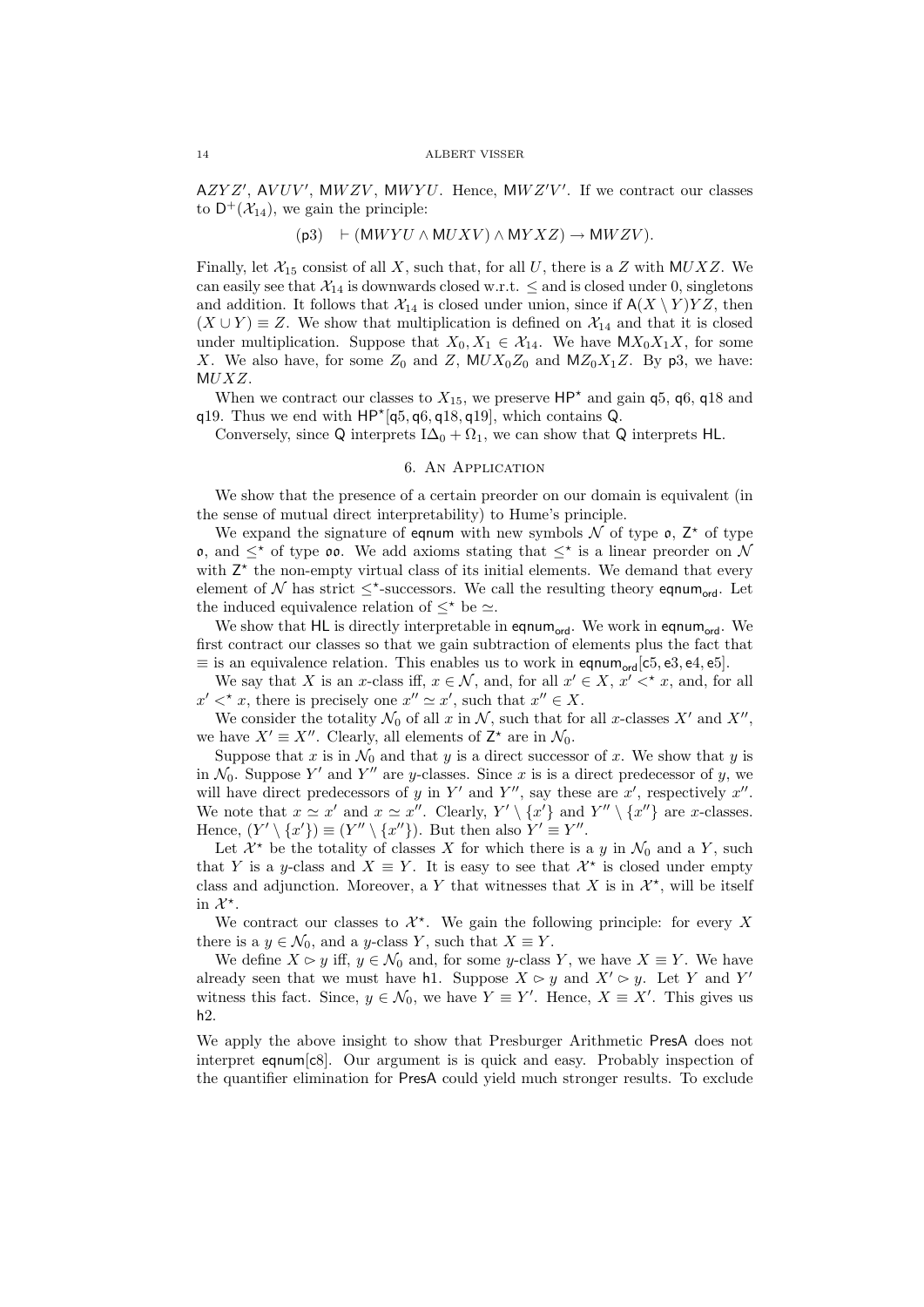$\mathsf{A}ZYZ'$, $\mathsf{A}VUV'$, $\mathsf{M}WZV$, $\mathsf{M}WYU$. Hence, $\mathsf{M}WZ'V'$. If we contract our classes to $\mathsf{D}^+(\mathcal{X}_{14})$, we gain the principle:

$$(\mathsf{p3}) \quad \vdash (\mathsf{M}WYU \wedge \mathsf{M}UXV) \wedge \mathsf{M}YXZ) \to \mathsf{M}WZV).$$

Finally, let $\mathcal{X}_{15}$ consist of all $X$, such that, for all $U$, there is a $Z$ with $\mathsf{M}UXZ$. We can easily see that $\mathcal{X}_{14}$ is downwards closed w.r.t. $\leq$ and is closed under 0, singletons and addition. It follows that $\mathcal{X}_{14}$ is closed under union, since if $\mathsf{A}(X \setminus Y)YZ$, then $(X \cup Y) \equiv Z$. We show that multiplication is defined on $\mathcal{X}_{14}$ and that it is closed under multiplication. Suppose that $X_0, X_1 \in \mathcal{X}_{14}$. We have $\mathsf{M}X_0X_1X$, for some $X$. We also have, for some $Z_0$ and $Z$, $\mathsf{M}UX_0Z_0$ and $\mathsf{M}Z_0X_1Z$. By $\mathsf{p3}$, we have: $\mathsf{M}UXZ$.

When we contract our classes to $X_{15}$, we preserve $\mathsf{HP}^\star$ and gain $\mathsf{q5}$, $\mathsf{q6}$, $\mathsf{q18}$ and $\mathsf{q19}$. Thus we end with $\mathsf{HP}^\star[\mathsf{q5}, \mathsf{q6}, \mathsf{q18}, \mathsf{q19}]$, which contains $\mathsf{Q}$.

Conversely, since $\mathsf{Q}$ interprets $\mathrm{I}\Delta_0 + \Omega_1$, we can show that $\mathsf{Q}$ interprets $\mathsf{HL}$.

## 6. An Application

We show that the presence of a certain preorder on our domain is equivalent (in the sense of mutual direct interpretability) to Hume's principle.

We expand the signature of $\mathsf{eqnum}$ with new symbols $\mathcal{N}$ of type $\mathfrak{o}$, $\mathsf{Z}^\star$ of type $\mathfrak{o}$, and $\leq^\star$ of type $\mathfrak{oo}$. We add axioms stating that $\leq^\star$ is a linear preorder on $\mathcal{N}$ with $\mathsf{Z}^\star$ the non-empty virtual class of its initial elements. We demand that every element of $\mathcal{N}$ has strict $\leq^\star$-successors. We call the resulting theory $\mathsf{eqnum}_{\mathsf{ord}}$. Let the induced equivalence relation of $\leq^\star$ be $\simeq$.

We show that $\mathsf{HL}$ is directly interpretable in $\mathsf{eqnum}_{\mathsf{ord}}$. We work in $\mathsf{eqnum}_{\mathsf{ord}}$. We first contract our classes so that we gain subtraction of elements plus the fact that $\equiv$ is an equivalence relation. This enables us to work in $\mathsf{eqnum}_{\mathsf{ord}}[\mathsf{c5}, \mathsf{e3}, \mathsf{e4}, \mathsf{e5}]$.

We say that $X$ is an $x$-class iff, $x \in \mathcal{N}$, and, for all $x' \in X$, $x' <^\star x$, and, for all $x' <^\star x$, there is precisely one $x'' \simeq x'$, such that $x'' \in X$.

We consider the totality $\mathcal{N}_0$ of all $x$ in $\mathcal{N}$, such that for all $x$-classes $X'$ and $X''$, we have $X' \equiv X''$. Clearly, all elements of $\mathsf{Z}^\star$ are in $\mathcal{N}_0$.

Suppose that $x$ is in $\mathcal{N}_0$ and that $y$ is a direct successor of $x$. We show that $y$ is in $\mathcal{N}_0$. Suppose $Y'$ and $Y''$ are $y$-classes. Since $x$ is is a direct predecessor of $y$, we will have direct predecessors of $y$ in $Y'$ and $Y''$, say these are $x'$, respectively $x''$. We note that $x \simeq x'$ and $x \simeq x''$. Clearly, $Y' \setminus \{x'\}$ and $Y'' \setminus \{x''\}$ are $x$-classes. Hence, $(Y' \setminus \{x'\}) \equiv (Y'' \setminus \{x''\})$. But then also $Y' \equiv Y''$.

Let $\mathcal{X}^\star$ be the totality of classes $X$ for which there is a $y$ in $\mathcal{N}_0$ and a $Y$, such that $Y$ is a $y$-class and $X \equiv Y$. It is easy to see that $\mathcal{X}^\star$ is closed under empty class and adjunction. Moreover, a $Y$ that witnesses that $X$ is in $\mathcal{X}^\star$, will be itself in $\mathcal{X}^\star$.

We contract our classes to $\mathcal{X}^\star$. We gain the following principle: for every $X$ there is a $y \in \mathcal{N}_0$, and a $y$-class $Y$, such that $X \equiv Y$.

We define $X \rhd y$ iff, $y \in \mathcal{N}_0$ and, for some $y$-class $Y$, we have $X \equiv Y$. We have already seen that we must have $\mathsf{h1}$. Suppose $X \rhd y$ and $X' \rhd y$. Let $Y$ and $Y'$ witness this fact. Since, $y \in \mathcal{N}_0$, we have $Y \equiv Y'$. Hence, $X \equiv X'$. This gives us $\mathsf{h2}$.

We apply the above insight to show that Presburger Arithmetic $\mathsf{PresA}$ does not interpret $\mathsf{eqnum}[\mathsf{c8}]$. Our argument is is quick and easy. Probably inspection of the quantifier elimination for $\mathsf{PresA}$ could yield much stronger results. To exclude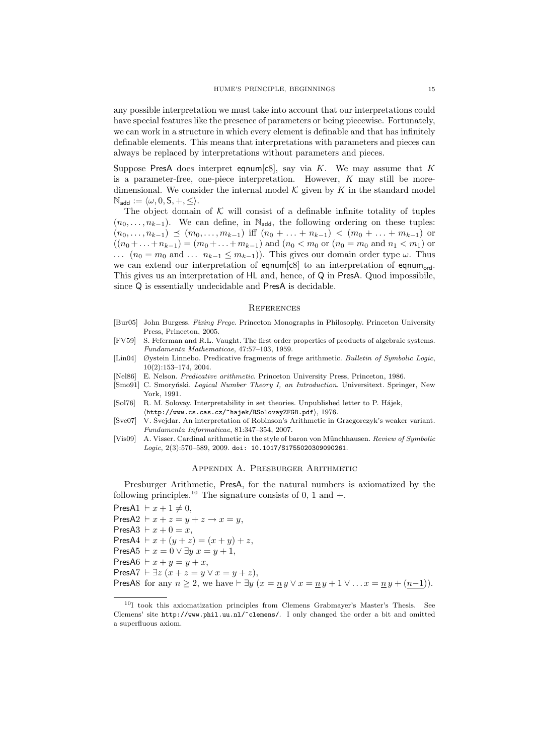any possible interpretation we must take into account that our interpretations could have special features like the presence of parameters or being piecewise. Fortunately, we can work in a structure in which every element is definable and that has infinitely definable elements. This means that interpretations with parameters and pieces can always be replaced by interpretations without parameters and pieces.

Suppose PresA does interpret eqnum[c8], say via $K$. We may assume that $K$ is a parameter-free, one-piece interpretation. However, $K$ may still be more-dimensional. We consider the internal model $\mathcal{K}$ given by $K$ in the standard model $\mathbb{N}_{\mathsf{add}} := \langle \omega, 0, \mathsf{S}, +, \leq \rangle$.

The object domain of $\mathcal{K}$ will consist of a definable infinite totality of tuples $(n_0, \ldots, n_{k-1})$. We can define, in $\mathbb{N}_{\mathsf{add}}$, the following ordering on these tuples: $(n_0, \ldots, n_{k-1}) \preceq (m_0, \ldots, m_{k-1})$ iff $(n_0 + \ldots + n_{k-1}) < (m_0 + \ldots + m_{k-1})$ or $((n_0 + \ldots + n_{k-1}) = (m_0 + \ldots + m_{k-1})$ and $(n_0 < m_0$ or $(n_0 = m_0$ and $n_1 < m_1)$ or $\ldots$ $(n_0 = m_0$ and $\ldots$ $n_{k-1} \leq m_{k-1}))$. This gives our domain order type $\omega$. Thus we can extend our interpretation of eqnum[c8] to an interpretation of $\mathsf{eqnum}_{\mathsf{ord}}$. This gives us an interpretation of HL and, hence, of Q in PresA. Quod impossibile, since Q is essentially undecidable and PresA is decidable.

## References

[Bur05] John Burgess. *Fixing Frege*. Princeton Monographs in Philosophy. Princeton University Press, Princeton, 2005.

[FV59] S. Feferman and R.L. Vaught. The first order properties of products of algebraic systems. *Fundamenta Mathematicae*, 47:57–103, 1959.

[Lin04] Øystein Linnebo. Predicative fragments of frege arithmetic. *Bulletin of Symbolic Logic*, 10(2):153–174, 2004.

[Nel86] E. Nelson. *Predicative arithmetic*. Princeton University Press, Princeton, 1986.

[Smo91] C. Smoryński. *Logical Number Theory I, an Introduction*. Universitext. Springer, New York, 1991.

[Sol76] R. M. Solovay. Interpretability in set theories. Unpublished letter to P. Hájek, ⟨http://www.cs.cas.cz/~hajek/RSolovayZFGB.pdf⟩, 1976.

[Šve07] V. Švejdar. An interpretation of Robinson's Arithmetic in Grzegorczyk's weaker variant. *Fundamenta Informaticae*, 81:347–354, 2007.

[Vis09] A. Visser. Cardinal arithmetic in the style of baron von Münchhausen. *Review of Symbolic Logic*, 2(3):570–589, 2009. doi: 10.1017/S1755020309090261.

## Appendix A. Presburger Arithmetic

Presburger Arithmetic, PresA, for the natural numbers is axiomatized by the following principles.[10] The signature consists of 0, 1 and $+$.

PresA1 $\vdash x + 1 \neq 0$,
PresA2 $\vdash x + z = y + z \rightarrow x = y$,
PresA3 $\vdash x + 0 = x$,
PresA4 $\vdash x + (y + z) = (x + y) + z$,
PresA5 $\vdash x = 0 \vee \exists y \; x = y + 1$,
PresA6 $\vdash x + y = y + x$,
PresA7 $\vdash \exists z \; (x + z = y \vee x = y + z)$,
PresA8 for any $n \geq 2$, we have $\vdash \exists y \; (x = \underline{n}\, y \vee x = \underline{n}\, y + 1 \vee \ldots x = \underline{n}\, y + (\underline{n-1}))$.

[10] I took this axiomatization principles from Clemens Grabmayer's Master's Thesis. See Clemens' site http://www.phil.uu.nl/~clemens/. I only changed the order a bit and omitted a superfluous axiom.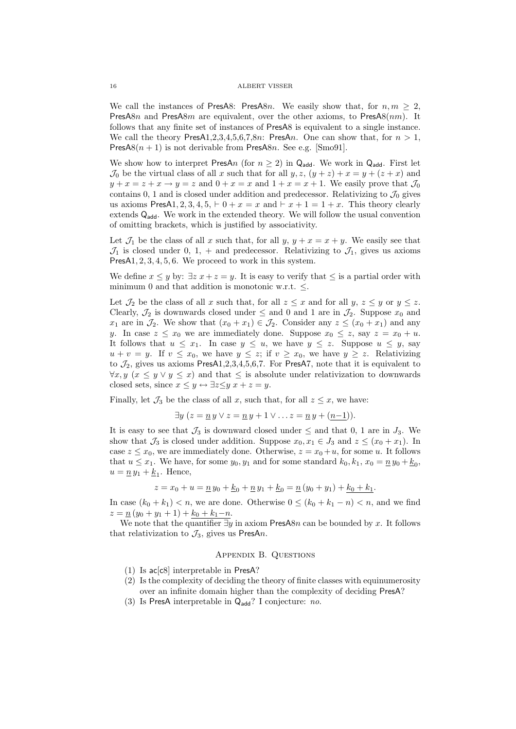We call the instances of PresA8: PresA8$n$. We easily show that, for $n, m \geq 2$, PresA8$n$ and PresA8$m$ are equivalent, over the other axioms, to PresA8$(nm)$. It follows that any finite set of instances of PresA8 is equivalent to a single instance. We call the theory PresA1,2,3,4,5,6,7,8$n$: PresA$n$. One can show that, for $n > 1$, PresA8$(n+1)$ is not derivable from PresA8$n$. See e.g. [Smo91].

We show how to interpret PresA$n$ (for $n \geq 2$) in $\mathsf{Q}_{\mathsf{add}}$. We work in $\mathsf{Q}_{\mathsf{add}}$. First let $\mathcal{J}_0$ be the virtual class of all $x$ such that for all $y, z$, $(y+z)+x = y+(z+x)$ and $y+x = z+x \to y = z$ and $0+x = x$ and $1+x = x+1$. We easily prove that $\mathcal{J}_0$ contains 0, 1 and is closed under addition and predecessor. Relativizing to $\mathcal{J}_0$ gives us axioms PresA1, 2, 3, 4, 5, $\vdash 0+x = x$ and $\vdash x+1 = 1+x$. This theory clearly extends $\mathsf{Q}_{\mathsf{add}}$. We work in the extended theory. We will follow the usual convention of omitting brackets, which is justified by associativity.

Let $\mathcal{J}_1$ be the class of all $x$ such that, for all $y$, $y+x = x+y$. We easily see that $\mathcal{J}_1$ is closed under 0, 1, + and predecessor. Relativizing to $\mathcal{J}_1$, gives us axioms PresA1, 2, 3, 4, 5, 6. We proceed to work in this system.

We define $x \leq y$ by: $\exists z\, x+z = y$. It is easy to verify that $\leq$ is a partial order with minimum 0 and that addition is monotonic w.r.t. $\leq$.

Let $\mathcal{J}_2$ be the class of all $x$ such that, for all $z \leq x$ and for all $y$, $z \leq y$ or $y \leq z$. Clearly, $\mathcal{J}_2$ is downwards closed under $\leq$ and 0 and 1 are in $\mathcal{J}_2$. Suppose $x_0$ and $x_1$ are in $\mathcal{J}_2$. We show that $(x_0+x_1) \in \mathcal{J}_2$. Consider any $z \leq (x_0+x_1)$ and any $y$. In case $z \leq x_0$ we are immediately done. Suppose $x_0 \leq z$, say $z = x_0+u$. It follows that $u \leq x_1$. In case $y \leq u$, we have $y \leq z$. Suppose $u \leq y$, say $u+v = y$. If $v \leq x_0$, we have $y \leq z$; if $v \geq x_0$, we have $y \geq z$. Relativizing to $\mathcal{J}_2$, gives us axioms PresA1,2,3,4,5,6,7. For PresA7, note that it is equivalent to $\forall x, y\, (x \leq y \vee y \leq x)$ and that $\leq$ is absolute under relativization to downwards closed sets, since $x \leq y \leftrightarrow \exists z{\leq}y\; x+z = y$.

Finally, let $\mathcal{J}_3$ be the class of all $x$, such that, for all $z \leq x$, we have:

$$\exists y\, (z = \underline{n}\, y \vee z = \underline{n}\, y + 1 \vee \ldots z = \underline{n}\, y + (\underline{n{-}1})).$$

It is easy to see that $\mathcal{J}_3$ is downward closed under $\leq$ and that 0, 1 are in $J_3$. We show that $\mathcal{J}_3$ is closed under addition. Suppose $x_0, x_1 \in J_3$ and $z \leq (x_0+x_1)$. In case $z \leq x_0$, we are immediately done. Otherwise, $z = x_0+u$, for some $u$. It follows that $u \leq x_1$. We have, for some $y_0, y_1$ and for some standard $k_0, k_1$, $x_0 = \underline{n}\, y_0 + \underline{k}_0$, $u = \underline{n}\, y_1 + \underline{k}_1$. Hence,

$$z = x_0 + u = \underline{n}\, y_0 + \underline{k}_0 + \underline{n}\, y_1 + \underline{k}_0 = \underline{n}\,(y_0+y_1) + \underline{k_0+k_1}.$$

In case $(k_0+k_1) < n$, we are done. Otherwise $0 \leq (k_0+k_1-n) < n$, and we find $z = \underline{n}\,(y_0+y_1+1) + \underline{k_0+k_1{-}n}$.

We note that the quantifier $\exists y$ in axiom PresA8$n$ can be bounded by $x$. It follows that relativization to $\mathcal{J}_3$, gives us PresA$n$.

## Appendix B. Questions

1. Is ac[c8] interpretable in PresA?
2. Is the complexity of deciding the theory of finite classes with equinumerosity over an infinite domain higher than the complexity of deciding PresA?
3. Is PresA interpretable in $\mathsf{Q}_{\mathsf{add}}$? I conjecture: *no*.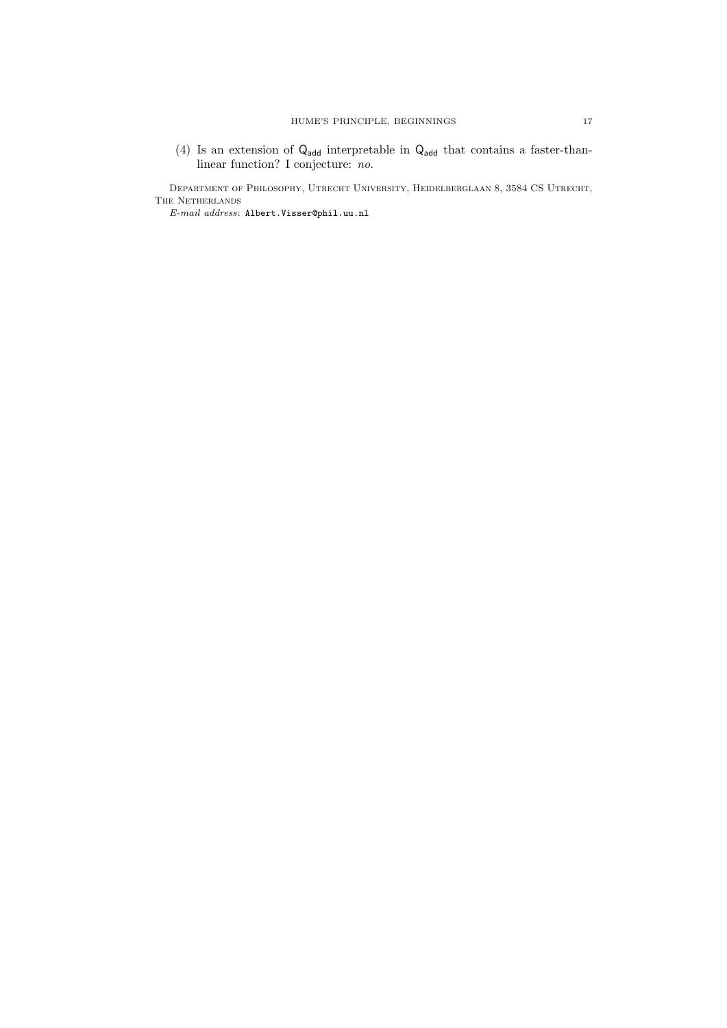(4) Is an extension of $\mathsf{Q}_{\mathsf{add}}$ interpretable in $\mathsf{Q}_{\mathsf{add}}$ that contains a faster-than-linear function? I conjecture: *no*.

Department of Philosophy, Utrecht University, Heidelberglaan 8, 3584 CS Utrecht, The Netherlands

*E-mail address*: `Albert.Visser@phil.uu.nl`